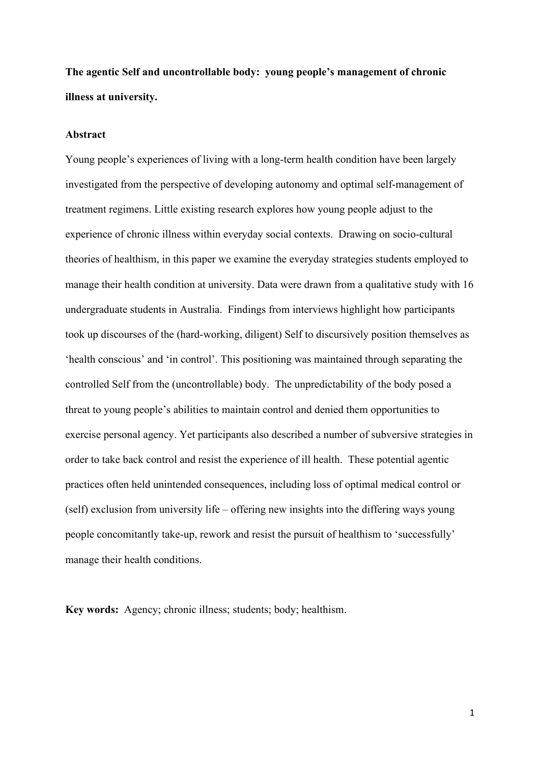**The agentic Self and uncontrollable body: young people's management of chronic illness at university.**

**Abstract**

Young people's experiences of living with a long-term health condition have been largely investigated from the perspective of developing autonomy and optimal self-management of treatment regimens. Little existing research explores how young people adjust to the experience of chronic illness within everyday social contexts. Drawing on socio-cultural theories of healthism, in this paper we examine the everyday strategies students employed to manage their health condition at university. Data were drawn from a qualitative study with 16 undergraduate students in Australia. Findings from interviews highlight how participants took up discourses of the (hard-working, diligent) Self to discursively position themselves as 'health conscious' and 'in control'. This positioning was maintained through separating the controlled Self from the (uncontrollable) body. The unpredictability of the body posed a threat to young people's abilities to maintain control and denied them opportunities to exercise personal agency. Yet participants also described a number of subversive strategies in order to take back control and resist the experience of ill health. These potential agentic practices often held unintended consequences, including loss of optimal medical control or (self) exclusion from university life – offering new insights into the differing ways young people concomitantly take-up, rework and resist the pursuit of healthism to 'successfully' manage their health conditions.

**Key words:** Agency; chronic illness; students; body; healthism.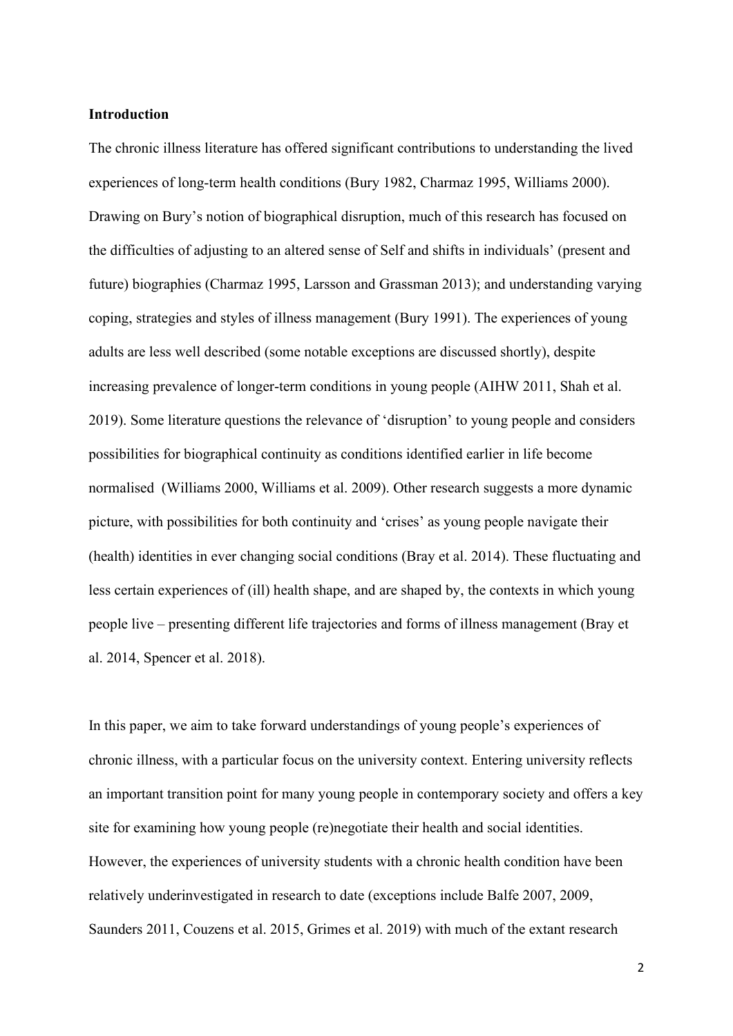## Introduction

The chronic illness literature has offered significant contributions to understanding the lived experiences of long-term health conditions (Bury 1982, Charmaz 1995, Williams 2000). Drawing on Bury's notion of biographical disruption, much of this research has focused on the difficulties of adjusting to an altered sense of Self and shifts in individuals' (present and future) biographies (Charmaz 1995, Larsson and Grassman 2013); and understanding varying coping, strategies and styles of illness management (Bury 1991). The experiences of young adults are less well described (some notable exceptions are discussed shortly), despite increasing prevalence of longer-term conditions in young people (AIHW 2011, Shah et al. 2019). Some literature questions the relevance of 'disruption' to young people and considers possibilities for biographical continuity as conditions identified earlier in life become normalised (Williams 2000, Williams et al. 2009). Other research suggests a more dynamic picture, with possibilities for both continuity and 'crises' as young people navigate their (health) identities in ever changing social conditions (Bray et al. 2014). These fluctuating and less certain experiences of (ill) health shape, and are shaped by, the contexts in which young people live – presenting different life trajectories and forms of illness management (Bray et al. 2014, Spencer et al. 2018).

In this paper, we aim to take forward understandings of young people's experiences of chronic illness, with a particular focus on the university context. Entering university reflects an important transition point for many young people in contemporary society and offers a key site for examining how young people (re)negotiate their health and social identities. However, the experiences of university students with a chronic health condition have been relatively underinvestigated in research to date (exceptions include Balfe 2007, 2009, Saunders 2011, Couzens et al. 2015, Grimes et al. 2019) with much of the extant research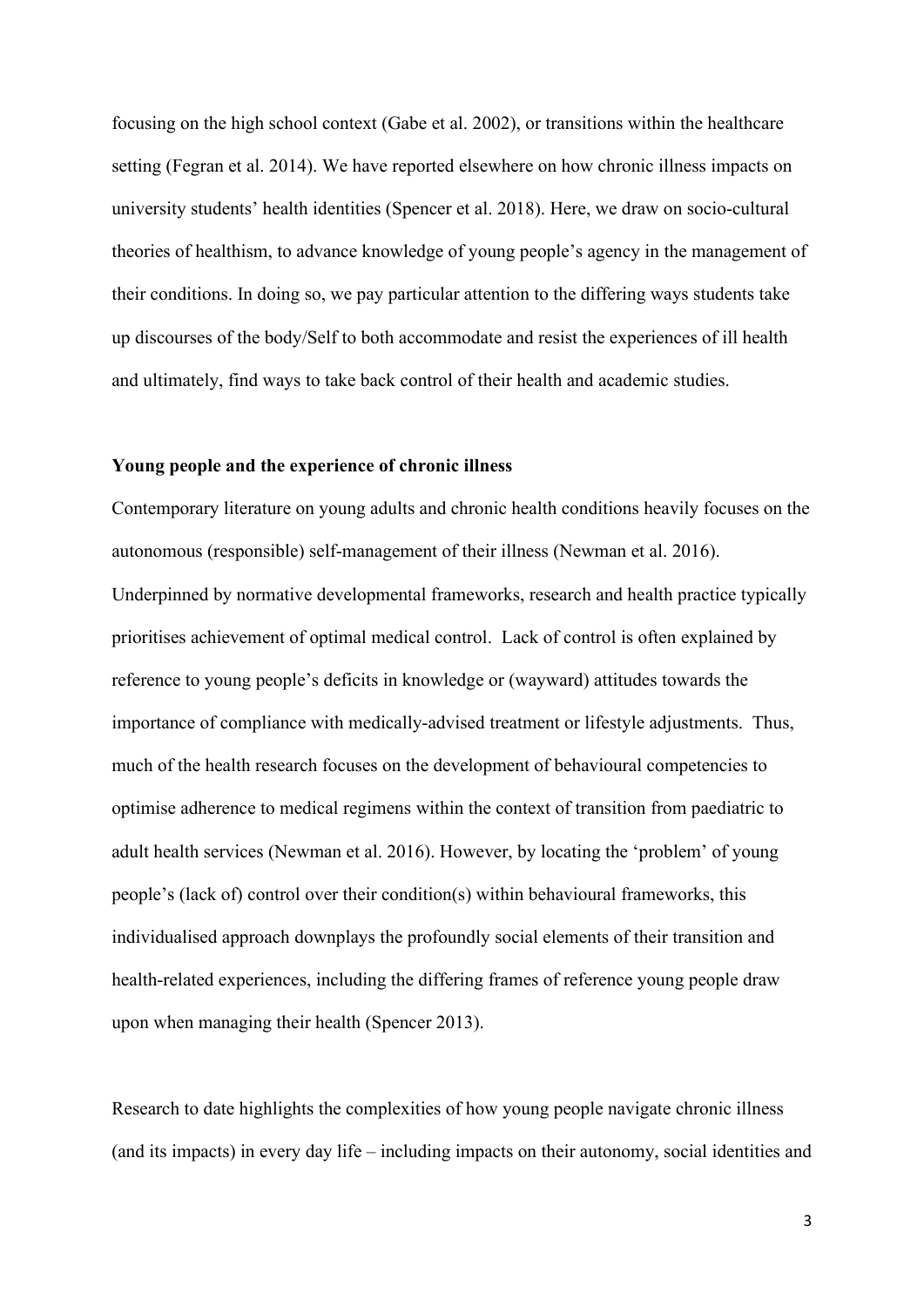focusing on the high school context (Gabe et al. 2002), or transitions within the healthcare setting (Fegran et al. 2014). We have reported elsewhere on how chronic illness impacts on university students' health identities (Spencer et al. 2018). Here, we draw on socio-cultural theories of healthism, to advance knowledge of young people's agency in the management of their conditions. In doing so, we pay particular attention to the differing ways students take up discourses of the body/Self to both accommodate and resist the experiences of ill health and ultimately, find ways to take back control of their health and academic studies.

## Young people and the experience of chronic illness

Contemporary literature on young adults and chronic health conditions heavily focuses on the autonomous (responsible) self-management of their illness (Newman et al. 2016). Underpinned by normative developmental frameworks, research and health practice typically prioritises achievement of optimal medical control. Lack of control is often explained by reference to young people's deficits in knowledge or (wayward) attitudes towards the importance of compliance with medically-advised treatment or lifestyle adjustments. Thus, much of the health research focuses on the development of behavioural competencies to optimise adherence to medical regimens within the context of transition from paediatric to adult health services (Newman et al. 2016). However, by locating the 'problem' of young people's (lack of) control over their condition(s) within behavioural frameworks, this individualised approach downplays the profoundly social elements of their transition and health-related experiences, including the differing frames of reference young people draw upon when managing their health (Spencer 2013).

Research to date highlights the complexities of how young people navigate chronic illness (and its impacts) in every day life – including impacts on their autonomy, social identities and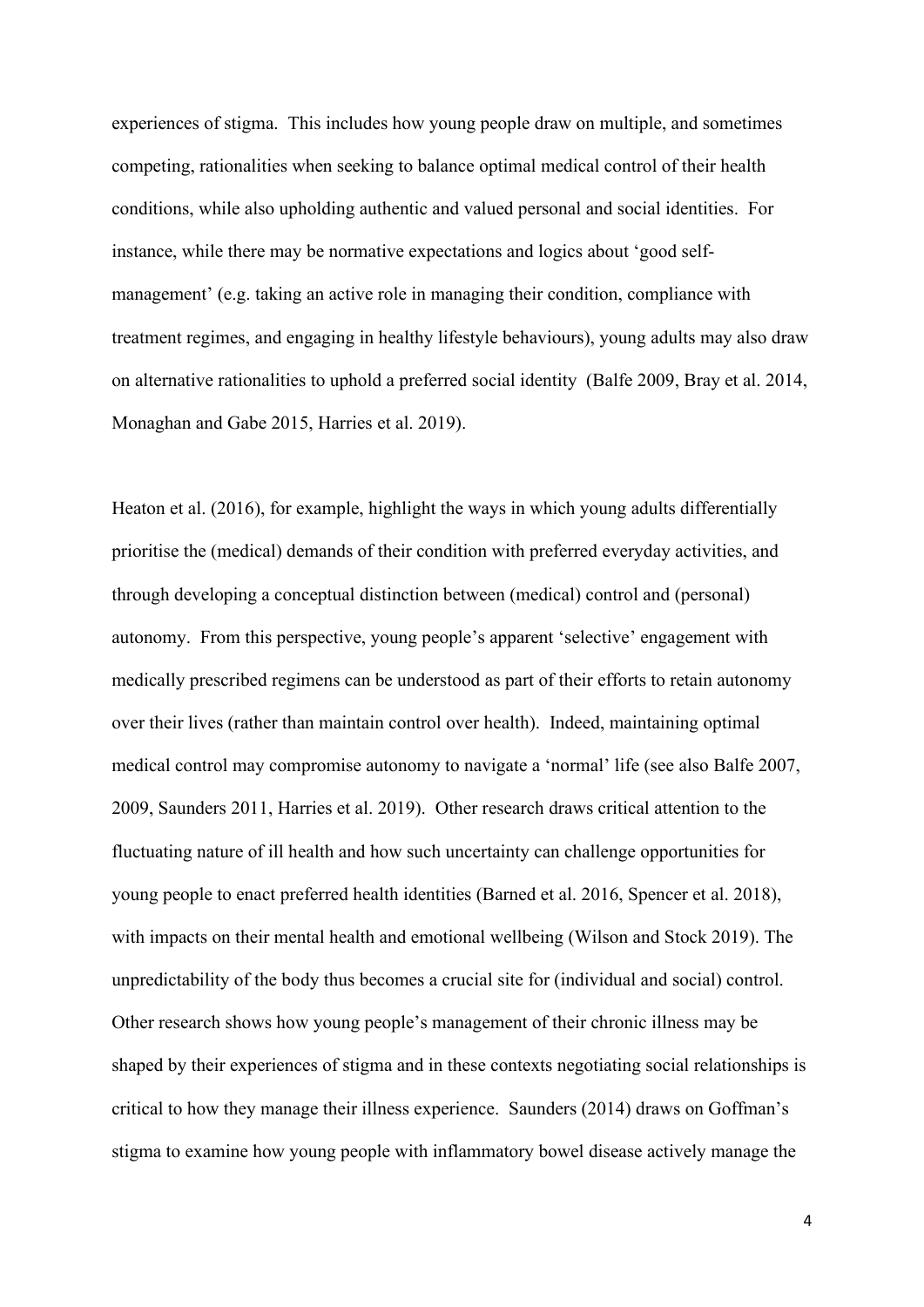experiences of stigma. This includes how young people draw on multiple, and sometimes competing, rationalities when seeking to balance optimal medical control of their health conditions, while also upholding authentic and valued personal and social identities. For instance, while there may be normative expectations and logics about 'good self-management' (e.g. taking an active role in managing their condition, compliance with treatment regimes, and engaging in healthy lifestyle behaviours), young adults may also draw on alternative rationalities to uphold a preferred social identity (Balfe 2009, Bray et al. 2014, Monaghan and Gabe 2015, Harries et al. 2019).

Heaton et al. (2016), for example, highlight the ways in which young adults differentially prioritise the (medical) demands of their condition with preferred everyday activities, and through developing a conceptual distinction between (medical) control and (personal) autonomy. From this perspective, young people's apparent 'selective' engagement with medically prescribed regimens can be understood as part of their efforts to retain autonomy over their lives (rather than maintain control over health). Indeed, maintaining optimal medical control may compromise autonomy to navigate a 'normal' life (see also Balfe 2007, 2009, Saunders 2011, Harries et al. 2019). Other research draws critical attention to the fluctuating nature of ill health and how such uncertainty can challenge opportunities for young people to enact preferred health identities (Barned et al. 2016, Spencer et al. 2018), with impacts on their mental health and emotional wellbeing (Wilson and Stock 2019). The unpredictability of the body thus becomes a crucial site for (individual and social) control. Other research shows how young people's management of their chronic illness may be shaped by their experiences of stigma and in these contexts negotiating social relationships is critical to how they manage their illness experience. Saunders (2014) draws on Goffman's stigma to examine how young people with inflammatory bowel disease actively manage the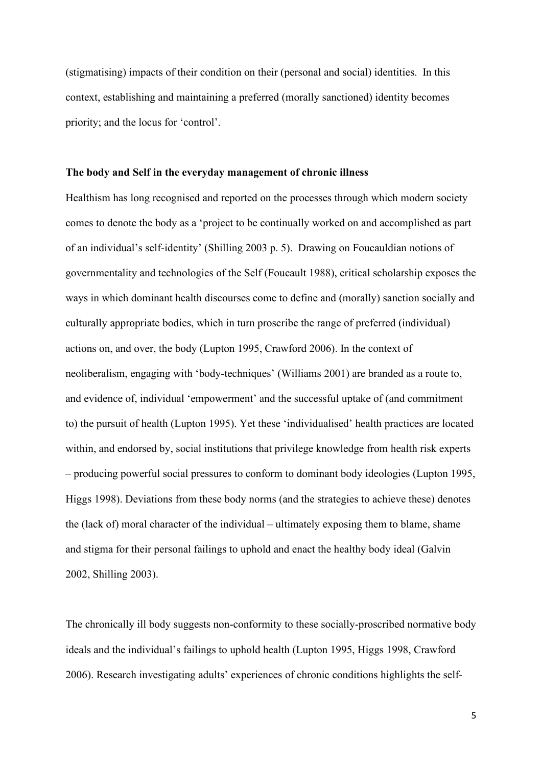(stigmatising) impacts of their condition on their (personal and social) identities. In this context, establishing and maintaining a preferred (morally sanctioned) identity becomes priority; and the locus for 'control'.

**The body and Self in the everyday management of chronic illness**

Healthism has long recognised and reported on the processes through which modern society comes to denote the body as a 'project to be continually worked on and accomplished as part of an individual's self-identity' (Shilling 2003 p. 5). Drawing on Foucauldian notions of governmentality and technologies of the Self (Foucault 1988), critical scholarship exposes the ways in which dominant health discourses come to define and (morally) sanction socially and culturally appropriate bodies, which in turn proscribe the range of preferred (individual) actions on, and over, the body (Lupton 1995, Crawford 2006). In the context of neoliberalism, engaging with 'body-techniques' (Williams 2001) are branded as a route to, and evidence of, individual 'empowerment' and the successful uptake of (and commitment to) the pursuit of health (Lupton 1995). Yet these 'individualised' health practices are located within, and endorsed by, social institutions that privilege knowledge from health risk experts – producing powerful social pressures to conform to dominant body ideologies (Lupton 1995, Higgs 1998). Deviations from these body norms (and the strategies to achieve these) denotes the (lack of) moral character of the individual – ultimately exposing them to blame, shame and stigma for their personal failings to uphold and enact the healthy body ideal (Galvin 2002, Shilling 2003).

The chronically ill body suggests non-conformity to these socially-proscribed normative body ideals and the individual's failings to uphold health (Lupton 1995, Higgs 1998, Crawford 2006). Research investigating adults' experiences of chronic conditions highlights the self-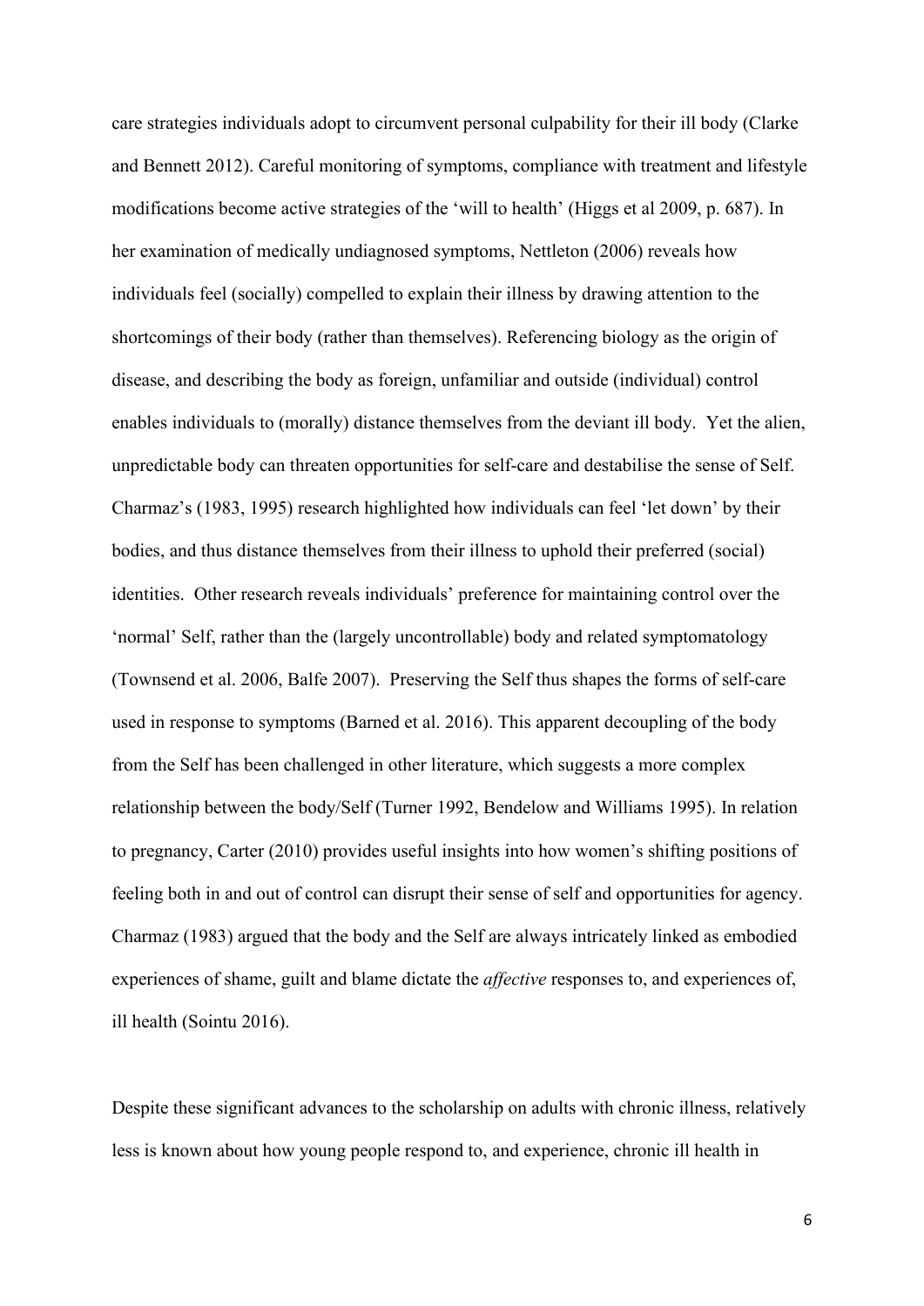care strategies individuals adopt to circumvent personal culpability for their ill body (Clarke and Bennett 2012). Careful monitoring of symptoms, compliance with treatment and lifestyle modifications become active strategies of the 'will to health' (Higgs et al 2009, p. 687). In her examination of medically undiagnosed symptoms, Nettleton (2006) reveals how individuals feel (socially) compelled to explain their illness by drawing attention to the shortcomings of their body (rather than themselves). Referencing biology as the origin of disease, and describing the body as foreign, unfamiliar and outside (individual) control enables individuals to (morally) distance themselves from the deviant ill body. Yet the alien, unpredictable body can threaten opportunities for self-care and destabilise the sense of Self. Charmaz's (1983, 1995) research highlighted how individuals can feel 'let down' by their bodies, and thus distance themselves from their illness to uphold their preferred (social) identities. Other research reveals individuals' preference for maintaining control over the 'normal' Self, rather than the (largely uncontrollable) body and related symptomatology (Townsend et al. 2006, Balfe 2007). Preserving the Self thus shapes the forms of self-care used in response to symptoms (Barned et al. 2016). This apparent decoupling of the body from the Self has been challenged in other literature, which suggests a more complex relationship between the body/Self (Turner 1992, Bendelow and Williams 1995). In relation to pregnancy, Carter (2010) provides useful insights into how women's shifting positions of feeling both in and out of control can disrupt their sense of self and opportunities for agency. Charmaz (1983) argued that the body and the Self are always intricately linked as embodied experiences of shame, guilt and blame dictate the *affective* responses to, and experiences of, ill health (Sointu 2016).

Despite these significant advances to the scholarship on adults with chronic illness, relatively less is known about how young people respond to, and experience, chronic ill health in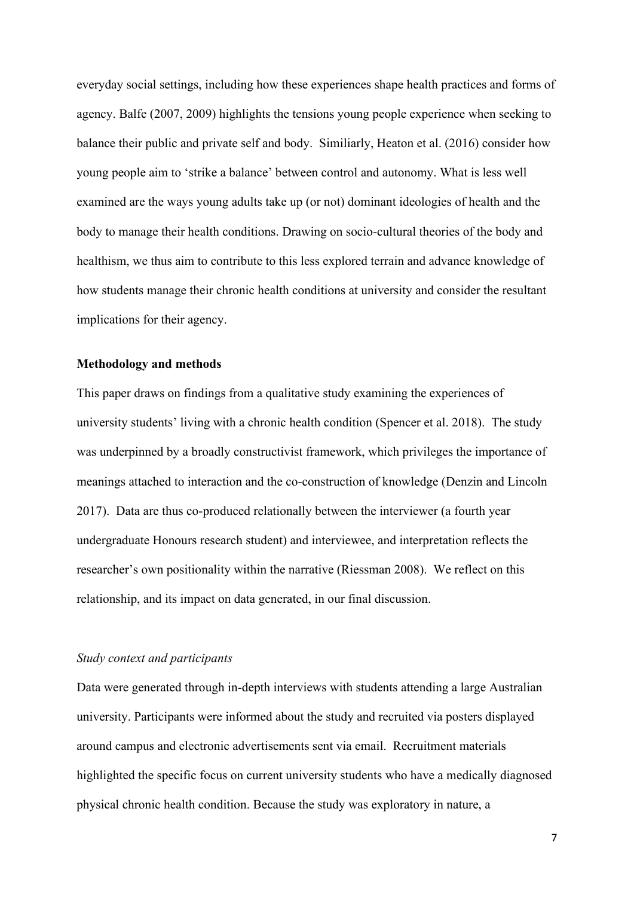everyday social settings, including how these experiences shape health practices and forms of agency. Balfe (2007, 2009) highlights the tensions young people experience when seeking to balance their public and private self and body. Similiarly, Heaton et al. (2016) consider how young people aim to 'strike a balance' between control and autonomy. What is less well examined are the ways young adults take up (or not) dominant ideologies of health and the body to manage their health conditions. Drawing on socio-cultural theories of the body and healthism, we thus aim to contribute to this less explored terrain and advance knowledge of how students manage their chronic health conditions at university and consider the resultant implications for their agency.

## Methodology and methods

This paper draws on findings from a qualitative study examining the experiences of university students' living with a chronic health condition (Spencer et al. 2018). The study was underpinned by a broadly constructivist framework, which privileges the importance of meanings attached to interaction and the co-construction of knowledge (Denzin and Lincoln 2017). Data are thus co-produced relationally between the interviewer (a fourth year undergraduate Honours research student) and interviewee, and interpretation reflects the researcher's own positionality within the narrative (Riessman 2008). We reflect on this relationship, and its impact on data generated, in our final discussion.

### *Study context and participants*

Data were generated through in-depth interviews with students attending a large Australian university. Participants were informed about the study and recruited via posters displayed around campus and electronic advertisements sent via email. Recruitment materials highlighted the specific focus on current university students who have a medically diagnosed physical chronic health condition. Because the study was exploratory in nature, a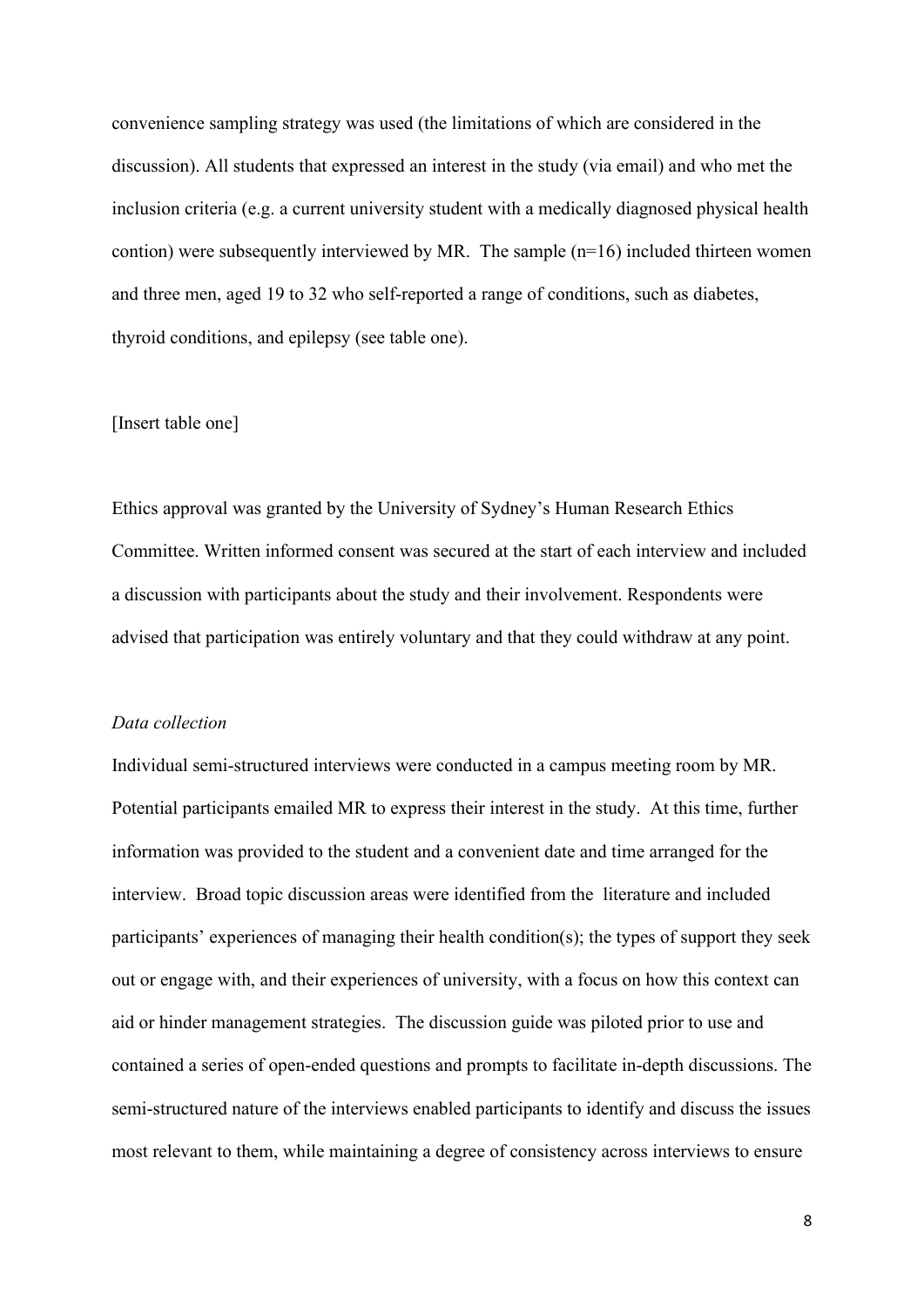convenience sampling strategy was used (the limitations of which are considered in the discussion). All students that expressed an interest in the study (via email) and who met the inclusion criteria (e.g. a current university student with a medically diagnosed physical health contion) were subsequently interviewed by MR. The sample (n=16) included thirteen women and three men, aged 19 to 32 who self-reported a range of conditions, such as diabetes, thyroid conditions, and epilepsy (see table one).

[Insert table one]

Ethics approval was granted by the University of Sydney's Human Research Ethics Committee. Written informed consent was secured at the start of each interview and included a discussion with participants about the study and their involvement. Respondents were advised that participation was entirely voluntary and that they could withdraw at any point.

*Data collection*

Individual semi-structured interviews were conducted in a campus meeting room by MR. Potential participants emailed MR to express their interest in the study. At this time, further information was provided to the student and a convenient date and time arranged for the interview. Broad topic discussion areas were identified from the literature and included participants' experiences of managing their health condition(s); the types of support they seek out or engage with, and their experiences of university, with a focus on how this context can aid or hinder management strategies. The discussion guide was piloted prior to use and contained a series of open-ended questions and prompts to facilitate in-depth discussions. The semi-structured nature of the interviews enabled participants to identify and discuss the issues most relevant to them, while maintaining a degree of consistency across interviews to ensure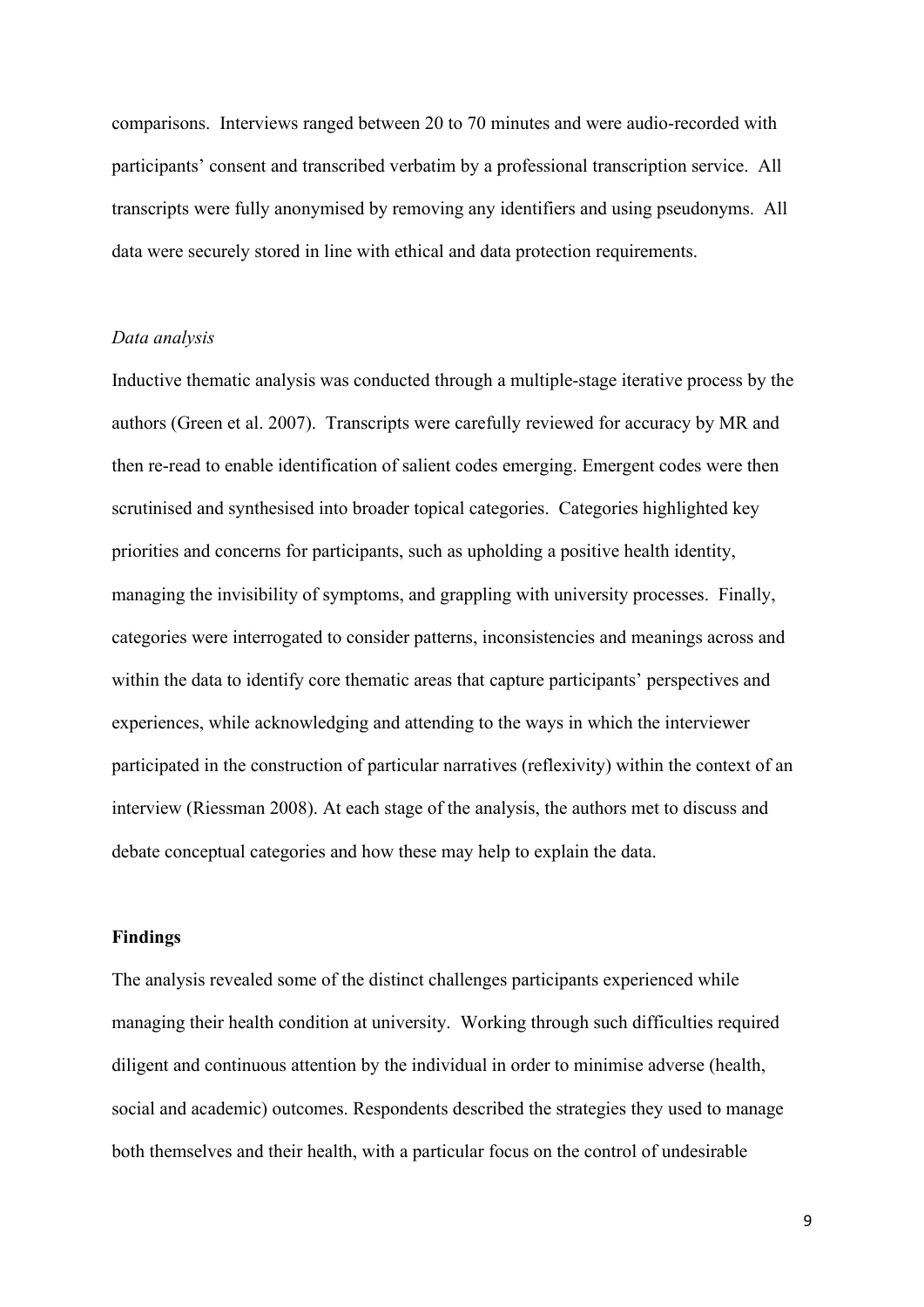comparisons. Interviews ranged between 20 to 70 minutes and were audio-recorded with participants' consent and transcribed verbatim by a professional transcription service. All transcripts were fully anonymised by removing any identifiers and using pseudonyms. All data were securely stored in line with ethical and data protection requirements.

*Data analysis*

Inductive thematic analysis was conducted through a multiple-stage iterative process by the authors (Green et al. 2007). Transcripts were carefully reviewed for accuracy by MR and then re-read to enable identification of salient codes emerging. Emergent codes were then scrutinised and synthesised into broader topical categories. Categories highlighted key priorities and concerns for participants, such as upholding a positive health identity, managing the invisibility of symptoms, and grappling with university processes. Finally, categories were interrogated to consider patterns, inconsistencies and meanings across and within the data to identify core thematic areas that capture participants' perspectives and experiences, while acknowledging and attending to the ways in which the interviewer participated in the construction of particular narratives (reflexivity) within the context of an interview (Riessman 2008). At each stage of the analysis, the authors met to discuss and debate conceptual categories and how these may help to explain the data.

## Findings

The analysis revealed some of the distinct challenges participants experienced while managing their health condition at university. Working through such difficulties required diligent and continuous attention by the individual in order to minimise adverse (health, social and academic) outcomes. Respondents described the strategies they used to manage both themselves and their health, with a particular focus on the control of undesirable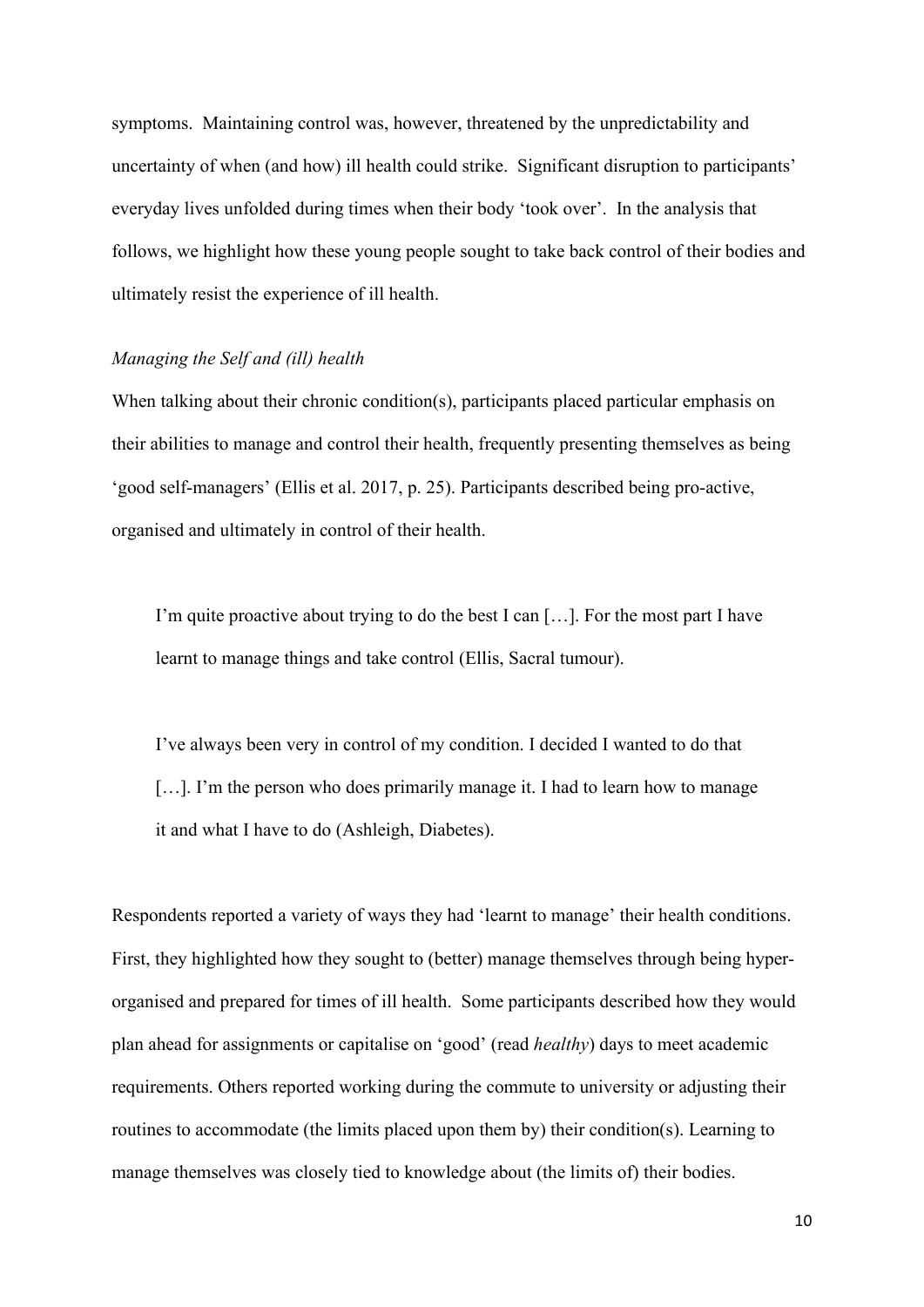symptoms. Maintaining control was, however, threatened by the unpredictability and uncertainty of when (and how) ill health could strike. Significant disruption to participants' everyday lives unfolded during times when their body 'took over'. In the analysis that follows, we highlight how these young people sought to take back control of their bodies and ultimately resist the experience of ill health.

### *Managing the Self and (ill) health*

When talking about their chronic condition(s), participants placed particular emphasis on their abilities to manage and control their health, frequently presenting themselves as being 'good self-managers' (Ellis et al. 2017, p. 25). Participants described being pro-active, organised and ultimately in control of their health.

> I'm quite proactive about trying to do the best I can […]. For the most part I have learnt to manage things and take control (Ellis, Sacral tumour).

> I've always been very in control of my condition. I decided I wanted to do that […]. I'm the person who does primarily manage it. I had to learn how to manage it and what I have to do (Ashleigh, Diabetes).

Respondents reported a variety of ways they had 'learnt to manage' their health conditions. First, they highlighted how they sought to (better) manage themselves through being hyper-organised and prepared for times of ill health. Some participants described how they would plan ahead for assignments or capitalise on 'good' (read *healthy*) days to meet academic requirements. Others reported working during the commute to university or adjusting their routines to accommodate (the limits placed upon them by) their condition(s). Learning to manage themselves was closely tied to knowledge about (the limits of) their bodies.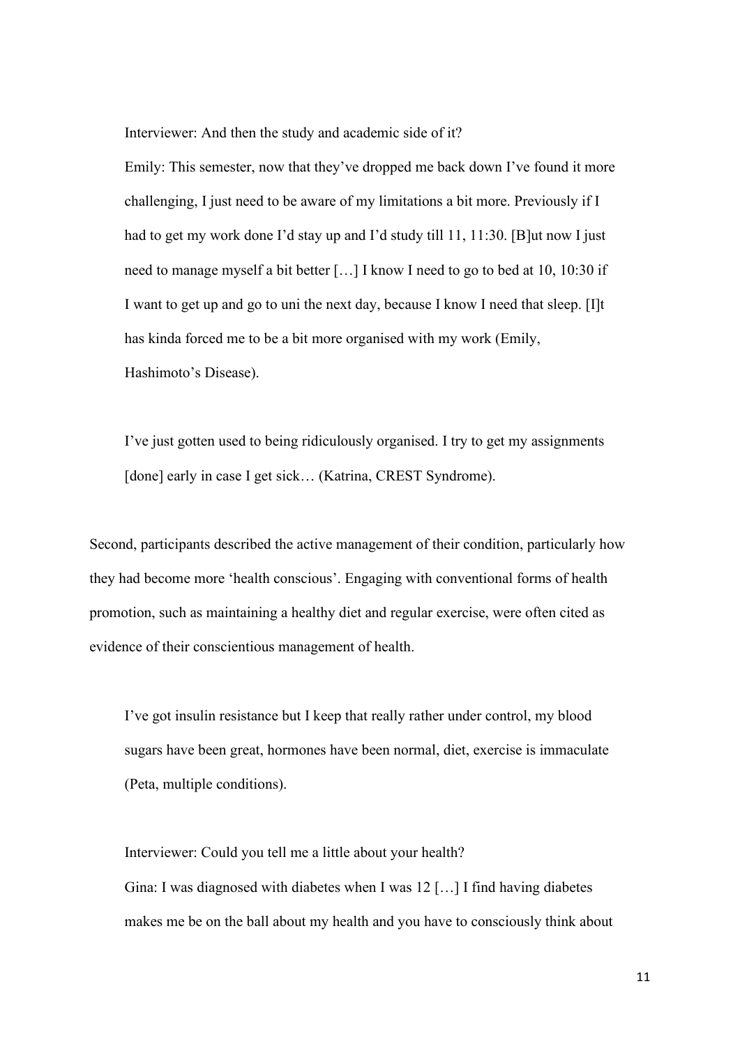> Interviewer: And then the study and academic side of it?
>
> Emily: This semester, now that they've dropped me back down I've found it more challenging, I just need to be aware of my limitations a bit more. Previously if I had to get my work done I'd stay up and I'd study till 11, 11:30. [B]ut now I just need to manage myself a bit better […] I know I need to go to bed at 10, 10:30 if I want to get up and go to uni the next day, because I know I need that sleep. [I]t has kinda forced me to be a bit more organised with my work (Emily, Hashimoto's Disease).

> I've just gotten used to being ridiculously organised. I try to get my assignments [done] early in case I get sick… (Katrina, CREST Syndrome).

Second, participants described the active management of their condition, particularly how they had become more 'health conscious'. Engaging with conventional forms of health promotion, such as maintaining a healthy diet and regular exercise, were often cited as evidence of their conscientious management of health.

> I've got insulin resistance but I keep that really rather under control, my blood sugars have been great, hormones have been normal, diet, exercise is immaculate (Peta, multiple conditions).

> Interviewer: Could you tell me a little about your health?
>
> Gina: I was diagnosed with diabetes when I was 12 […] I find having diabetes makes me be on the ball about my health and you have to consciously think about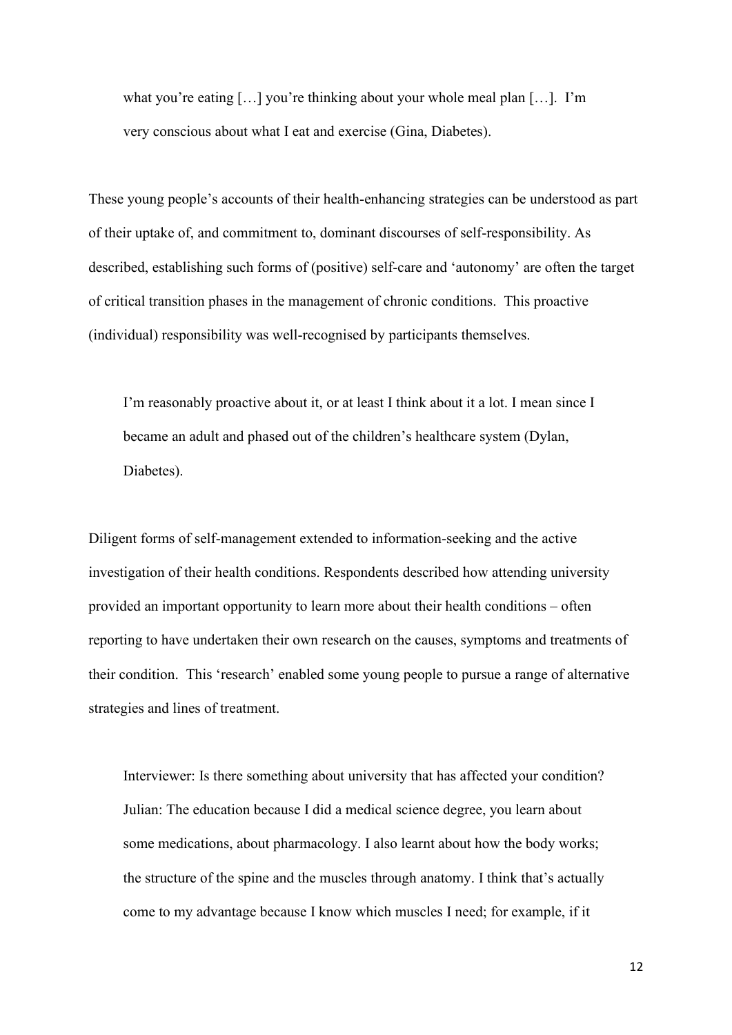> what you're eating […] you're thinking about your whole meal plan […]. I'm very conscious about what I eat and exercise (Gina, Diabetes).

These young people's accounts of their health-enhancing strategies can be understood as part of their uptake of, and commitment to, dominant discourses of self-responsibility. As described, establishing such forms of (positive) self-care and 'autonomy' are often the target of critical transition phases in the management of chronic conditions. This proactive (individual) responsibility was well-recognised by participants themselves.

> I'm reasonably proactive about it, or at least I think about it a lot. I mean since I became an adult and phased out of the children's healthcare system (Dylan, Diabetes).

Diligent forms of self-management extended to information-seeking and the active investigation of their health conditions. Respondents described how attending university provided an important opportunity to learn more about their health conditions – often reporting to have undertaken their own research on the causes, symptoms and treatments of their condition. This 'research' enabled some young people to pursue a range of alternative strategies and lines of treatment.

> Interviewer: Is there something about university that has affected your condition?
> Julian: The education because I did a medical science degree, you learn about some medications, about pharmacology. I also learnt about how the body works; the structure of the spine and the muscles through anatomy. I think that's actually come to my advantage because I know which muscles I need; for example, if it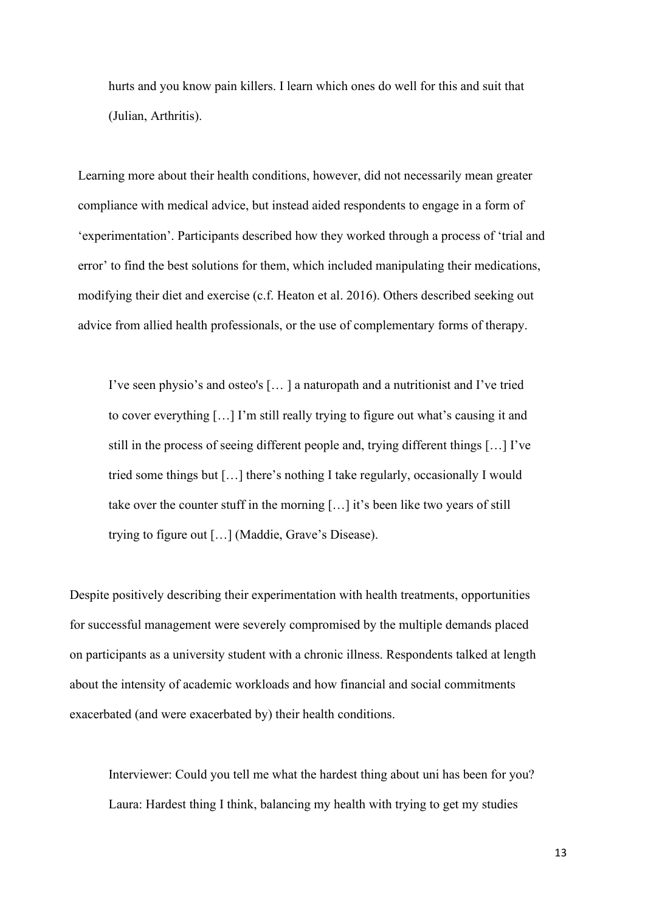> hurts and you know pain killers. I learn which ones do well for this and suit that (Julian, Arthritis).

Learning more about their health conditions, however, did not necessarily mean greater compliance with medical advice, but instead aided respondents to engage in a form of 'experimentation'. Participants described how they worked through a process of 'trial and error' to find the best solutions for them, which included manipulating their medications, modifying their diet and exercise (c.f. Heaton et al. 2016). Others described seeking out advice from allied health professionals, or the use of complementary forms of therapy.

> I've seen physio's and osteo's [… ] a naturopath and a nutritionist and I've tried to cover everything […] I'm still really trying to figure out what's causing it and still in the process of seeing different people and, trying different things […] I've tried some things but […] there's nothing I take regularly, occasionally I would take over the counter stuff in the morning […] it's been like two years of still trying to figure out […] (Maddie, Grave's Disease).

Despite positively describing their experimentation with health treatments, opportunities for successful management were severely compromised by the multiple demands placed on participants as a university student with a chronic illness. Respondents talked at length about the intensity of academic workloads and how financial and social commitments exacerbated (and were exacerbated by) their health conditions.

> Interviewer: Could you tell me what the hardest thing about uni has been for you?
> Laura: Hardest thing I think, balancing my health with trying to get my studies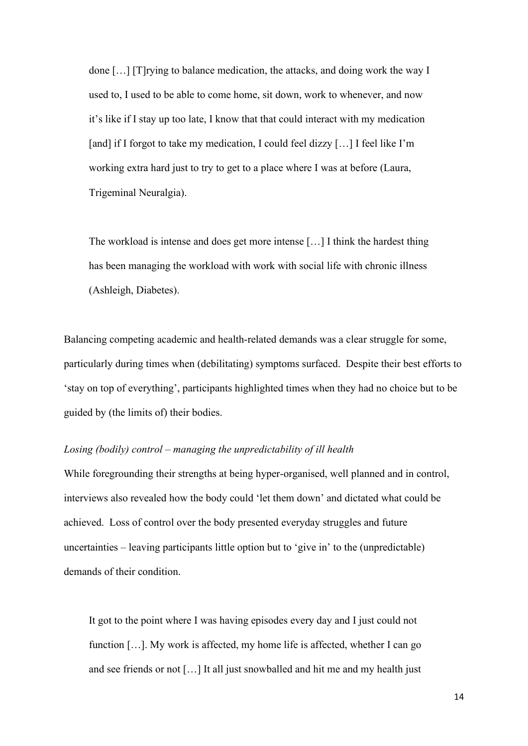> done […] [T]rying to balance medication, the attacks, and doing work the way I used to, I used to be able to come home, sit down, work to whenever, and now it's like if I stay up too late, I know that that could interact with my medication [and] if I forgot to take my medication, I could feel dizzy […] I feel like I'm working extra hard just to try to get to a place where I was at before (Laura, Trigeminal Neuralgia).

> The workload is intense and does get more intense […] I think the hardest thing has been managing the workload with work with social life with chronic illness (Ashleigh, Diabetes).

Balancing competing academic and health-related demands was a clear struggle for some, particularly during times when (debilitating) symptoms surfaced. Despite their best efforts to 'stay on top of everything', participants highlighted times when they had no choice but to be guided by (the limits of) their bodies.

*Losing (bodily) control – managing the unpredictability of ill health*

While foregrounding their strengths at being hyper-organised, well planned and in control, interviews also revealed how the body could 'let them down' and dictated what could be achieved. Loss of control over the body presented everyday struggles and future uncertainties – leaving participants little option but to 'give in' to the (unpredictable) demands of their condition.

> It got to the point where I was having episodes every day and I just could not function […]. My work is affected, my home life is affected, whether I can go and see friends or not […] It all just snowballed and hit me and my health just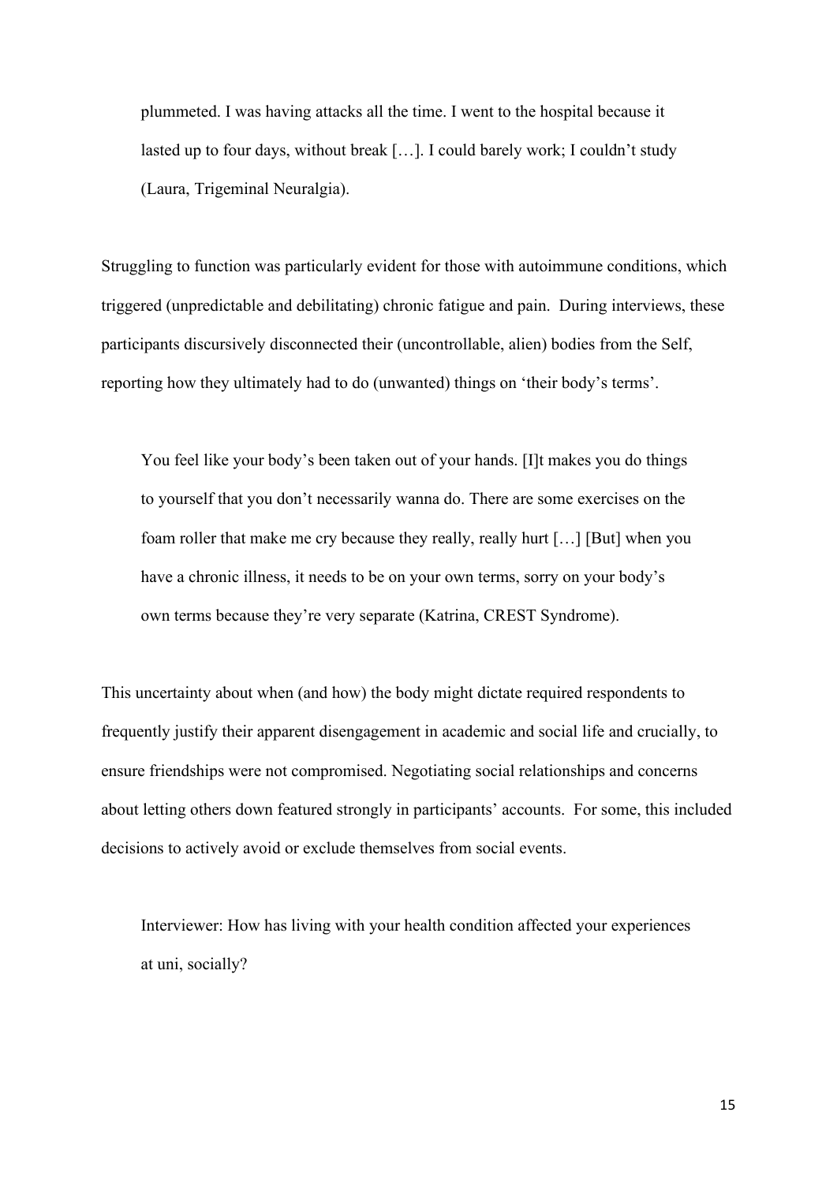> plummeted. I was having attacks all the time. I went to the hospital because it lasted up to four days, without break […]. I could barely work; I couldn't study (Laura, Trigeminal Neuralgia).

Struggling to function was particularly evident for those with autoimmune conditions, which triggered (unpredictable and debilitating) chronic fatigue and pain. During interviews, these participants discursively disconnected their (uncontrollable, alien) bodies from the Self, reporting how they ultimately had to do (unwanted) things on 'their body's terms'.

> You feel like your body's been taken out of your hands. [I]t makes you do things to yourself that you don't necessarily wanna do. There are some exercises on the foam roller that make me cry because they really, really hurt […] [But] when you have a chronic illness, it needs to be on your own terms, sorry on your body's own terms because they're very separate (Katrina, CREST Syndrome).

This uncertainty about when (and how) the body might dictate required respondents to frequently justify their apparent disengagement in academic and social life and crucially, to ensure friendships were not compromised. Negotiating social relationships and concerns about letting others down featured strongly in participants' accounts. For some, this included decisions to actively avoid or exclude themselves from social events.

> Interviewer: How has living with your health condition affected your experiences at uni, socially?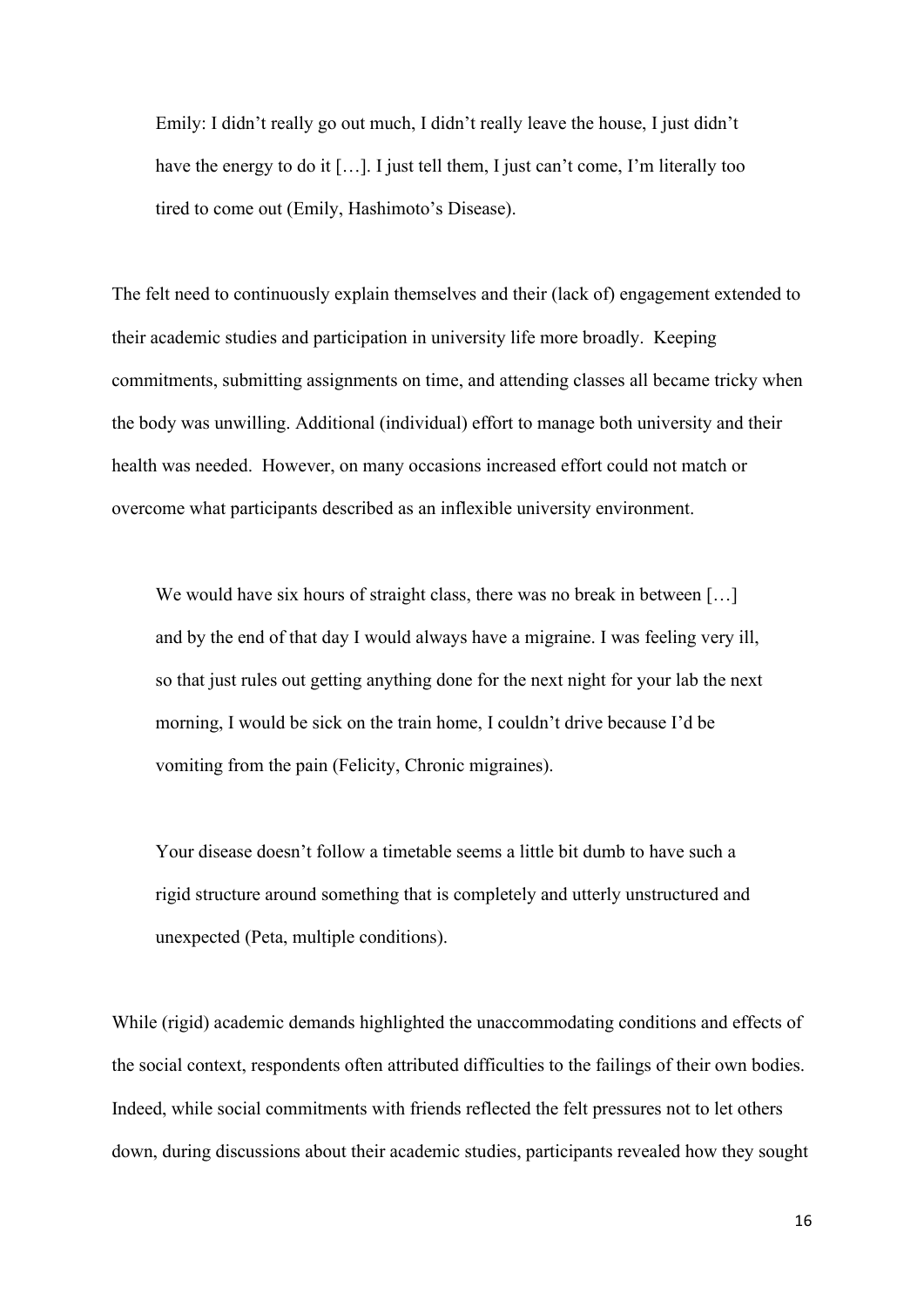> Emily: I didn't really go out much, I didn't really leave the house, I just didn't have the energy to do it […]. I just tell them, I just can't come, I'm literally too tired to come out (Emily, Hashimoto's Disease).

The felt need to continuously explain themselves and their (lack of) engagement extended to their academic studies and participation in university life more broadly. Keeping commitments, submitting assignments on time, and attending classes all became tricky when the body was unwilling. Additional (individual) effort to manage both university and their health was needed. However, on many occasions increased effort could not match or overcome what participants described as an inflexible university environment.

> We would have six hours of straight class, there was no break in between […] and by the end of that day I would always have a migraine. I was feeling very ill, so that just rules out getting anything done for the next night for your lab the next morning, I would be sick on the train home, I couldn't drive because I'd be vomiting from the pain (Felicity, Chronic migraines).

> Your disease doesn't follow a timetable seems a little bit dumb to have such a rigid structure around something that is completely and utterly unstructured and unexpected (Peta, multiple conditions).

While (rigid) academic demands highlighted the unaccommodating conditions and effects of the social context, respondents often attributed difficulties to the failings of their own bodies. Indeed, while social commitments with friends reflected the felt pressures not to let others down, during discussions about their academic studies, participants revealed how they sought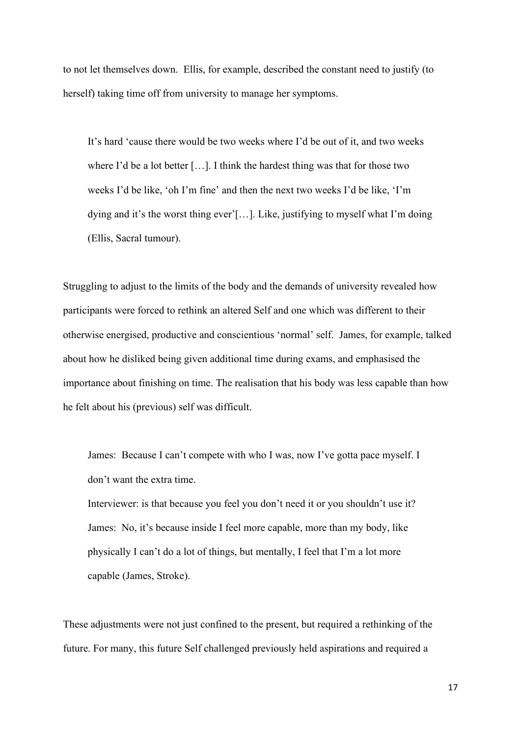to not let themselves down. Ellis, for example, described the constant need to justify (to herself) taking time off from university to manage her symptoms.

> It's hard 'cause there would be two weeks where I'd be out of it, and two weeks where I'd be a lot better […]. I think the hardest thing was that for those two weeks I'd be like, 'oh I'm fine' and then the next two weeks I'd be like, 'I'm dying and it's the worst thing ever'[…]. Like, justifying to myself what I'm doing (Ellis, Sacral tumour).

Struggling to adjust to the limits of the body and the demands of university revealed how participants were forced to rethink an altered Self and one which was different to their otherwise energised, productive and conscientious 'normal' self. James, for example, talked about how he disliked being given additional time during exams, and emphasised the importance about finishing on time. The realisation that his body was less capable than how he felt about his (previous) self was difficult.

> James: Because I can't compete with who I was, now I've gotta pace myself. I don't want the extra time.
>
> Interviewer: is that because you feel you don't need it or you shouldn't use it?
>
> James: No, it's because inside I feel more capable, more than my body, like physically I can't do a lot of things, but mentally, I feel that I'm a lot more capable (James, Stroke).

These adjustments were not just confined to the present, but required a rethinking of the future. For many, this future Self challenged previously held aspirations and required a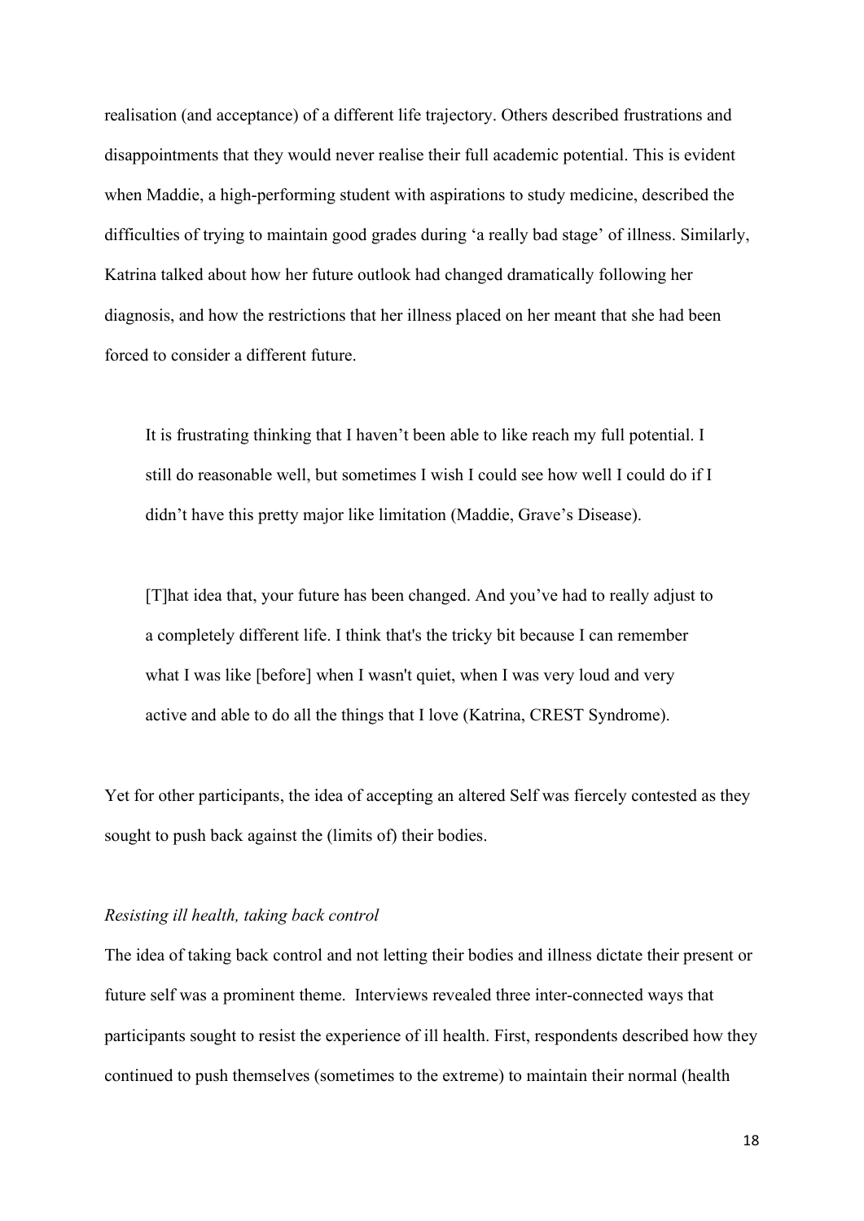realisation (and acceptance) of a different life trajectory. Others described frustrations and disappointments that they would never realise their full academic potential. This is evident when Maddie, a high-performing student with aspirations to study medicine, described the difficulties of trying to maintain good grades during 'a really bad stage' of illness. Similarly, Katrina talked about how her future outlook had changed dramatically following her diagnosis, and how the restrictions that her illness placed on her meant that she had been forced to consider a different future.

> It is frustrating thinking that I haven't been able to like reach my full potential. I still do reasonable well, but sometimes I wish I could see how well I could do if I didn't have this pretty major like limitation (Maddie, Grave's Disease).

> [T]hat idea that, your future has been changed. And you've had to really adjust to a completely different life. I think that's the tricky bit because I can remember what I was like [before] when I wasn't quiet, when I was very loud and very active and able to do all the things that I love (Katrina, CREST Syndrome).

Yet for other participants, the idea of accepting an altered Self was fiercely contested as they sought to push back against the (limits of) their bodies.

*Resisting ill health, taking back control*

The idea of taking back control and not letting their bodies and illness dictate their present or future self was a prominent theme. Interviews revealed three inter-connected ways that participants sought to resist the experience of ill health. First, respondents described how they continued to push themselves (sometimes to the extreme) to maintain their normal (health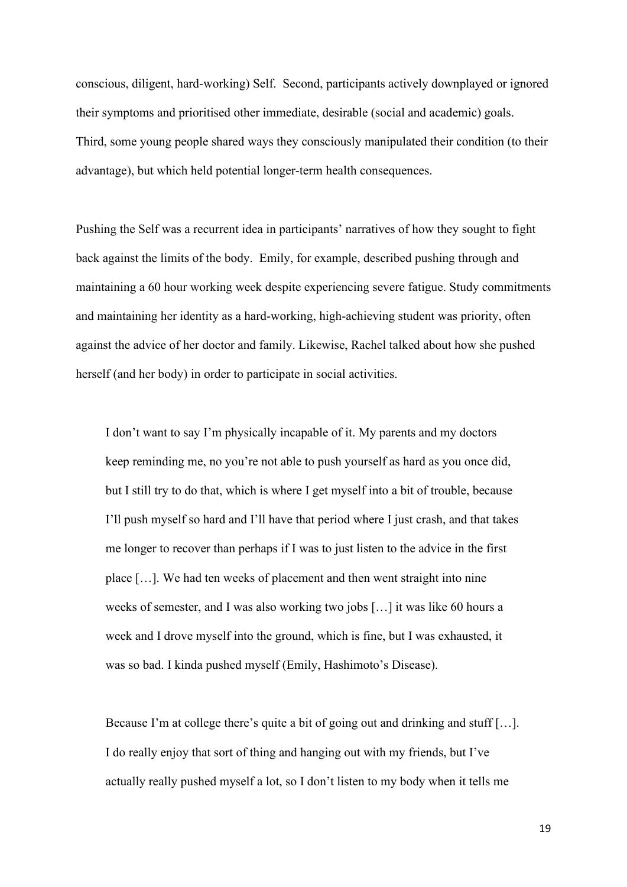conscious, diligent, hard-working) Self. Second, participants actively downplayed or ignored their symptoms and prioritised other immediate, desirable (social and academic) goals. Third, some young people shared ways they consciously manipulated their condition (to their advantage), but which held potential longer-term health consequences.

Pushing the Self was a recurrent idea in participants' narratives of how they sought to fight back against the limits of the body. Emily, for example, described pushing through and maintaining a 60 hour working week despite experiencing severe fatigue. Study commitments and maintaining her identity as a hard-working, high-achieving student was priority, often against the advice of her doctor and family. Likewise, Rachel talked about how she pushed herself (and her body) in order to participate in social activities.

> I don't want to say I'm physically incapable of it. My parents and my doctors keep reminding me, no you're not able to push yourself as hard as you once did, but I still try to do that, which is where I get myself into a bit of trouble, because I'll push myself so hard and I'll have that period where I just crash, and that takes me longer to recover than perhaps if I was to just listen to the advice in the first place […]. We had ten weeks of placement and then went straight into nine weeks of semester, and I was also working two jobs […] it was like 60 hours a week and I drove myself into the ground, which is fine, but I was exhausted, it was so bad. I kinda pushed myself (Emily, Hashimoto's Disease).

> Because I'm at college there's quite a bit of going out and drinking and stuff […]. I do really enjoy that sort of thing and hanging out with my friends, but I've actually really pushed myself a lot, so I don't listen to my body when it tells me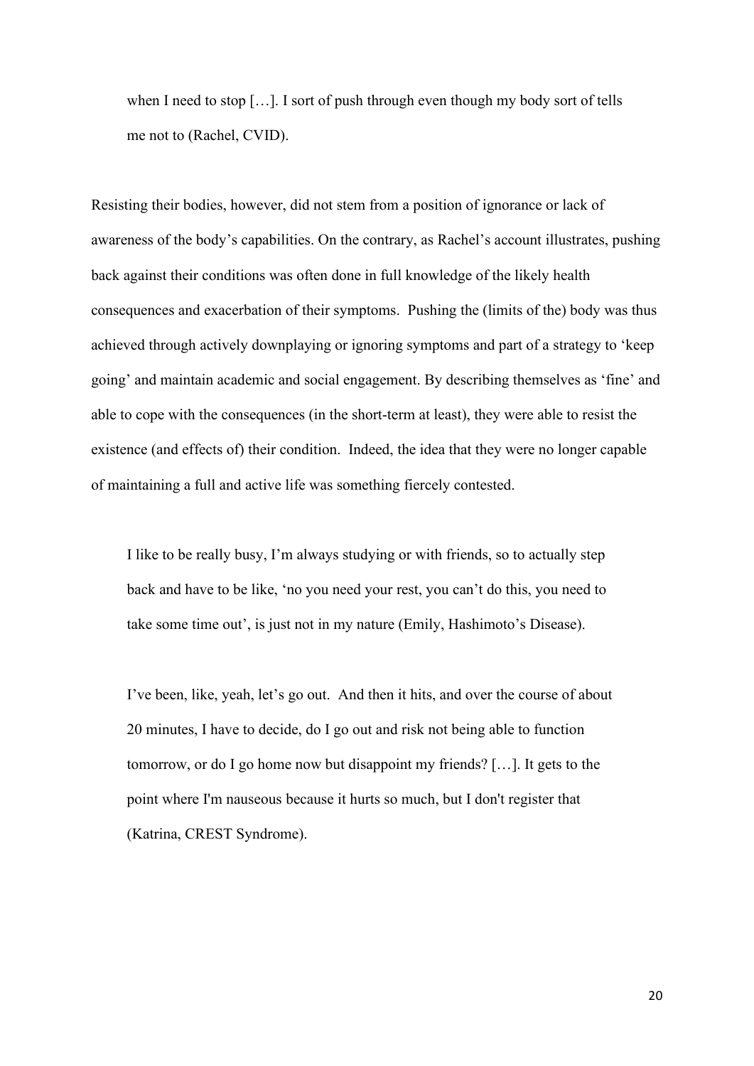> when I need to stop […]. I sort of push through even though my body sort of tells me not to (Rachel, CVID).

Resisting their bodies, however, did not stem from a position of ignorance or lack of awareness of the body's capabilities. On the contrary, as Rachel's account illustrates, pushing back against their conditions was often done in full knowledge of the likely health consequences and exacerbation of their symptoms. Pushing the (limits of the) body was thus achieved through actively downplaying or ignoring symptoms and part of a strategy to 'keep going' and maintain academic and social engagement. By describing themselves as 'fine' and able to cope with the consequences (in the short-term at least), they were able to resist the existence (and effects of) their condition. Indeed, the idea that they were no longer capable of maintaining a full and active life was something fiercely contested.

> I like to be really busy, I'm always studying or with friends, so to actually step back and have to be like, 'no you need your rest, you can't do this, you need to take some time out', is just not in my nature (Emily, Hashimoto's Disease).

> I've been, like, yeah, let's go out. And then it hits, and over the course of about 20 minutes, I have to decide, do I go out and risk not being able to function tomorrow, or do I go home now but disappoint my friends? […]. It gets to the point where I'm nauseous because it hurts so much, but I don't register that (Katrina, CREST Syndrome).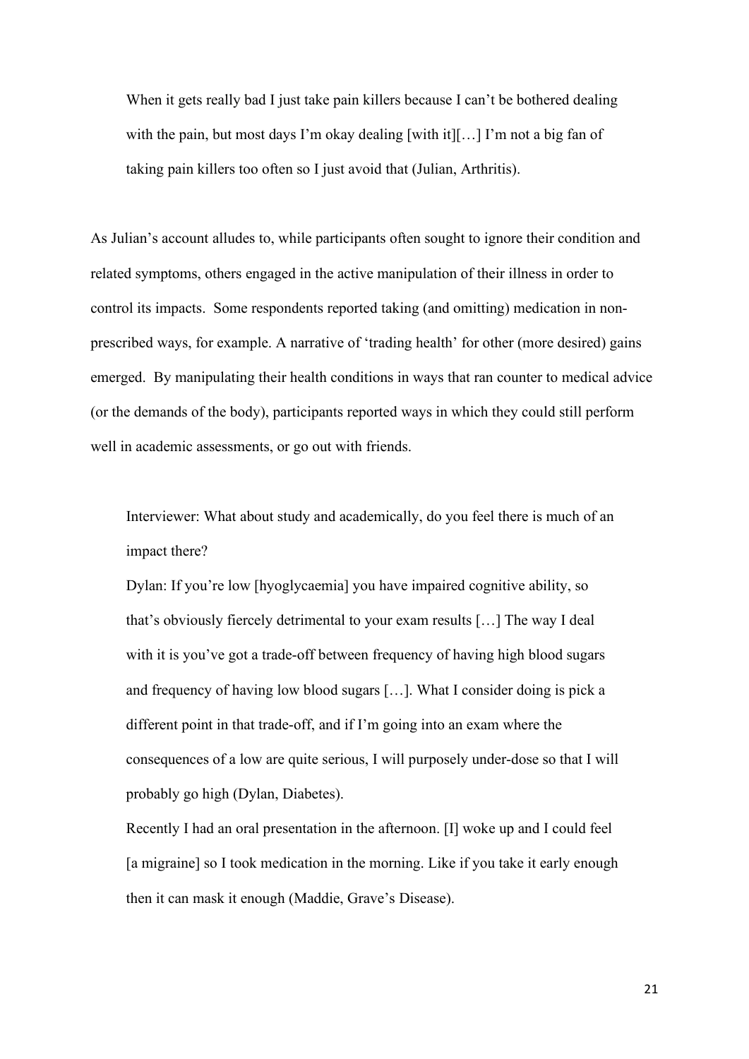> When it gets really bad I just take pain killers because I can't be bothered dealing with the pain, but most days I'm okay dealing [with it][…] I'm not a big fan of taking pain killers too often so I just avoid that (Julian, Arthritis).

As Julian's account alludes to, while participants often sought to ignore their condition and related symptoms, others engaged in the active manipulation of their illness in order to control its impacts. Some respondents reported taking (and omitting) medication in non-prescribed ways, for example. A narrative of 'trading health' for other (more desired) gains emerged. By manipulating their health conditions in ways that ran counter to medical advice (or the demands of the body), participants reported ways in which they could still perform well in academic assessments, or go out with friends.

> Interviewer: What about study and academically, do you feel there is much of an impact there?
>
> Dylan: If you're low [hyoglycaemia] you have impaired cognitive ability, so that's obviously fiercely detrimental to your exam results […] The way I deal with it is you've got a trade-off between frequency of having high blood sugars and frequency of having low blood sugars […]. What I consider doing is pick a different point in that trade-off, and if I'm going into an exam where the consequences of a low are quite serious, I will purposely under-dose so that I will probably go high (Dylan, Diabetes).
>
> Recently I had an oral presentation in the afternoon. [I] woke up and I could feel [a migraine] so I took medication in the morning. Like if you take it early enough then it can mask it enough (Maddie, Grave's Disease).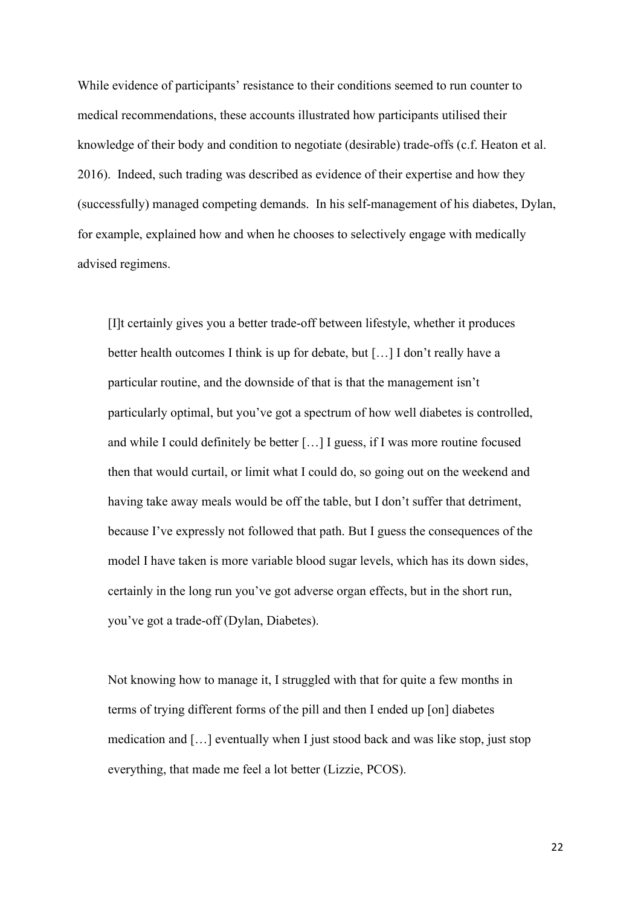While evidence of participants' resistance to their conditions seemed to run counter to medical recommendations, these accounts illustrated how participants utilised their knowledge of their body and condition to negotiate (desirable) trade-offs (c.f. Heaton et al. 2016). Indeed, such trading was described as evidence of their expertise and how they (successfully) managed competing demands. In his self-management of his diabetes, Dylan, for example, explained how and when he chooses to selectively engage with medically advised regimens.

> [I]t certainly gives you a better trade-off between lifestyle, whether it produces better health outcomes I think is up for debate, but […] I don't really have a particular routine, and the downside of that is that the management isn't particularly optimal, but you've got a spectrum of how well diabetes is controlled, and while I could definitely be better […] I guess, if I was more routine focused then that would curtail, or limit what I could do, so going out on the weekend and having take away meals would be off the table, but I don't suffer that detriment, because I've expressly not followed that path. But I guess the consequences of the model I have taken is more variable blood sugar levels, which has its down sides, certainly in the long run you've got adverse organ effects, but in the short run, you've got a trade-off (Dylan, Diabetes).

> Not knowing how to manage it, I struggled with that for quite a few months in terms of trying different forms of the pill and then I ended up [on] diabetes medication and […] eventually when I just stood back and was like stop, just stop everything, that made me feel a lot better (Lizzie, PCOS).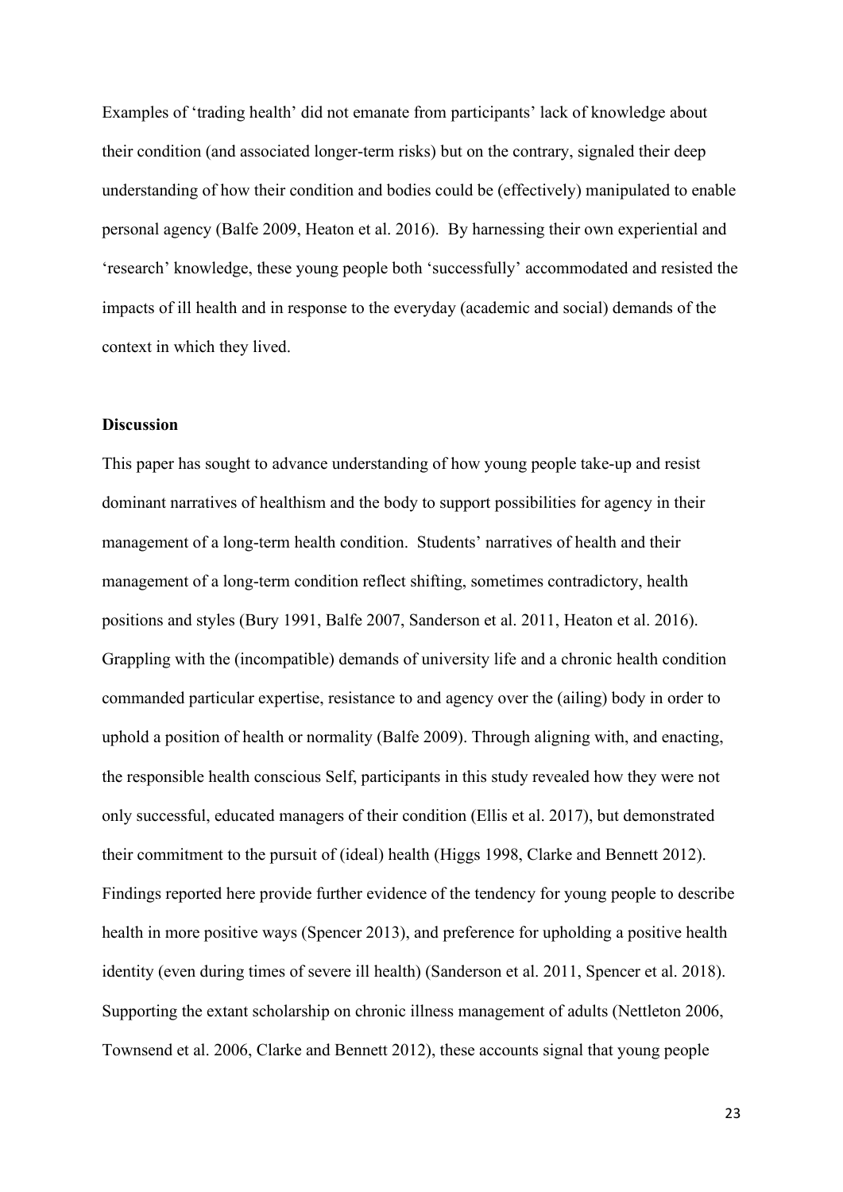Examples of 'trading health' did not emanate from participants' lack of knowledge about their condition (and associated longer-term risks) but on the contrary, signaled their deep understanding of how their condition and bodies could be (effectively) manipulated to enable personal agency (Balfe 2009, Heaton et al. 2016). By harnessing their own experiential and 'research' knowledge, these young people both 'successfully' accommodated and resisted the impacts of ill health and in response to the everyday (academic and social) demands of the context in which they lived.

**Discussion**

This paper has sought to advance understanding of how young people take-up and resist dominant narratives of healthism and the body to support possibilities for agency in their management of a long-term health condition. Students' narratives of health and their management of a long-term condition reflect shifting, sometimes contradictory, health positions and styles (Bury 1991, Balfe 2007, Sanderson et al. 2011, Heaton et al. 2016). Grappling with the (incompatible) demands of university life and a chronic health condition commanded particular expertise, resistance to and agency over the (ailing) body in order to uphold a position of health or normality (Balfe 2009). Through aligning with, and enacting, the responsible health conscious Self, participants in this study revealed how they were not only successful, educated managers of their condition (Ellis et al. 2017), but demonstrated their commitment to the pursuit of (ideal) health (Higgs 1998, Clarke and Bennett 2012). Findings reported here provide further evidence of the tendency for young people to describe health in more positive ways (Spencer 2013), and preference for upholding a positive health identity (even during times of severe ill health) (Sanderson et al. 2011, Spencer et al. 2018). Supporting the extant scholarship on chronic illness management of adults (Nettleton 2006, Townsend et al. 2006, Clarke and Bennett 2012), these accounts signal that young people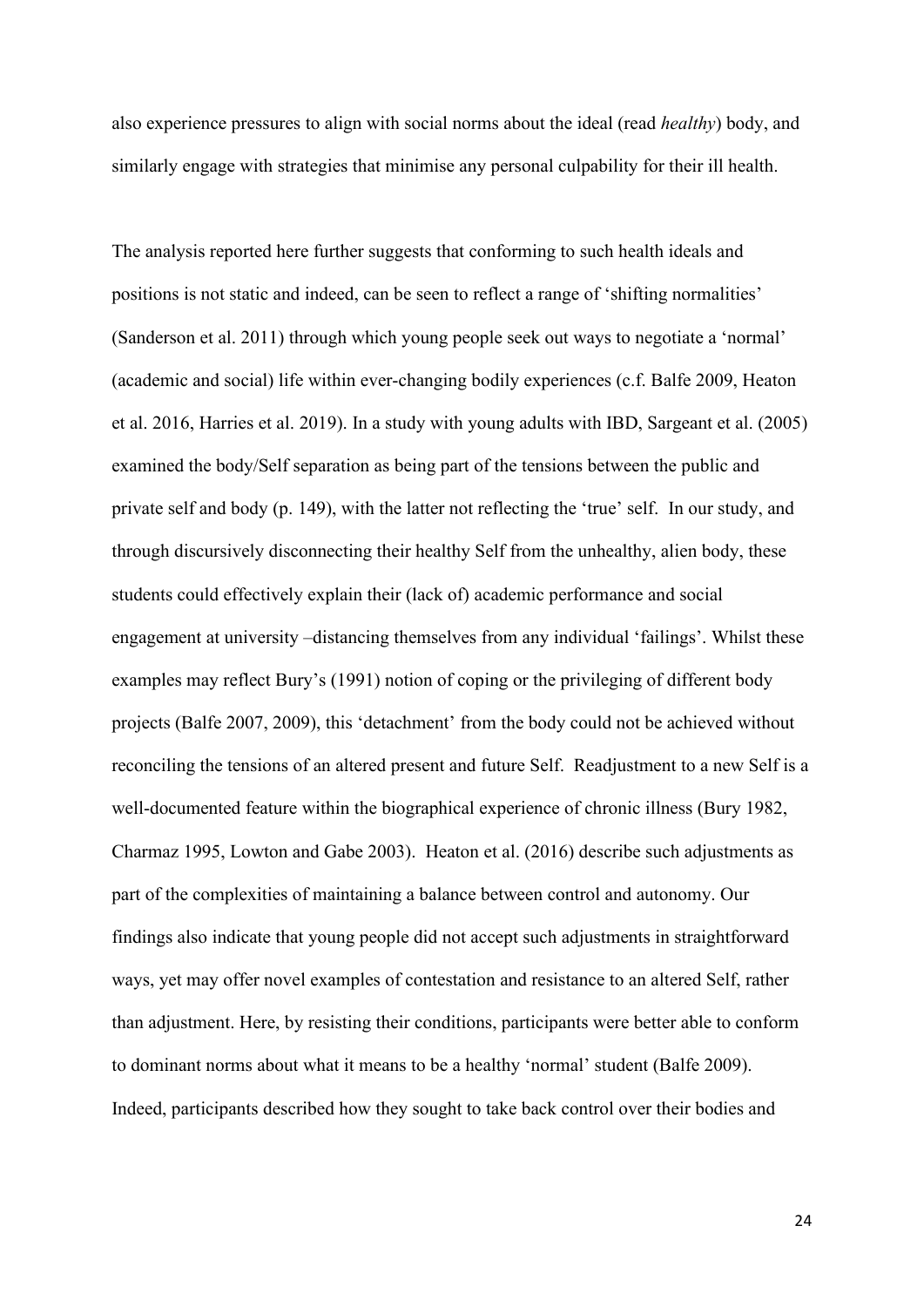also experience pressures to align with social norms about the ideal (read *healthy*) body, and similarly engage with strategies that minimise any personal culpability for their ill health.

The analysis reported here further suggests that conforming to such health ideals and positions is not static and indeed, can be seen to reflect a range of 'shifting normalities' (Sanderson et al. 2011) through which young people seek out ways to negotiate a 'normal' (academic and social) life within ever-changing bodily experiences (c.f. Balfe 2009, Heaton et al. 2016, Harries et al. 2019). In a study with young adults with IBD, Sargeant et al. (2005) examined the body/Self separation as being part of the tensions between the public and private self and body (p. 149), with the latter not reflecting the 'true' self. In our study, and through discursively disconnecting their healthy Self from the unhealthy, alien body, these students could effectively explain their (lack of) academic performance and social engagement at university –distancing themselves from any individual 'failings'. Whilst these examples may reflect Bury's (1991) notion of coping or the privileging of different body projects (Balfe 2007, 2009), this 'detachment' from the body could not be achieved without reconciling the tensions of an altered present and future Self. Readjustment to a new Self is a well-documented feature within the biographical experience of chronic illness (Bury 1982, Charmaz 1995, Lowton and Gabe 2003). Heaton et al. (2016) describe such adjustments as part of the complexities of maintaining a balance between control and autonomy. Our findings also indicate that young people did not accept such adjustments in straightforward ways, yet may offer novel examples of contestation and resistance to an altered Self, rather than adjustment. Here, by resisting their conditions, participants were better able to conform to dominant norms about what it means to be a healthy 'normal' student (Balfe 2009). Indeed, participants described how they sought to take back control over their bodies and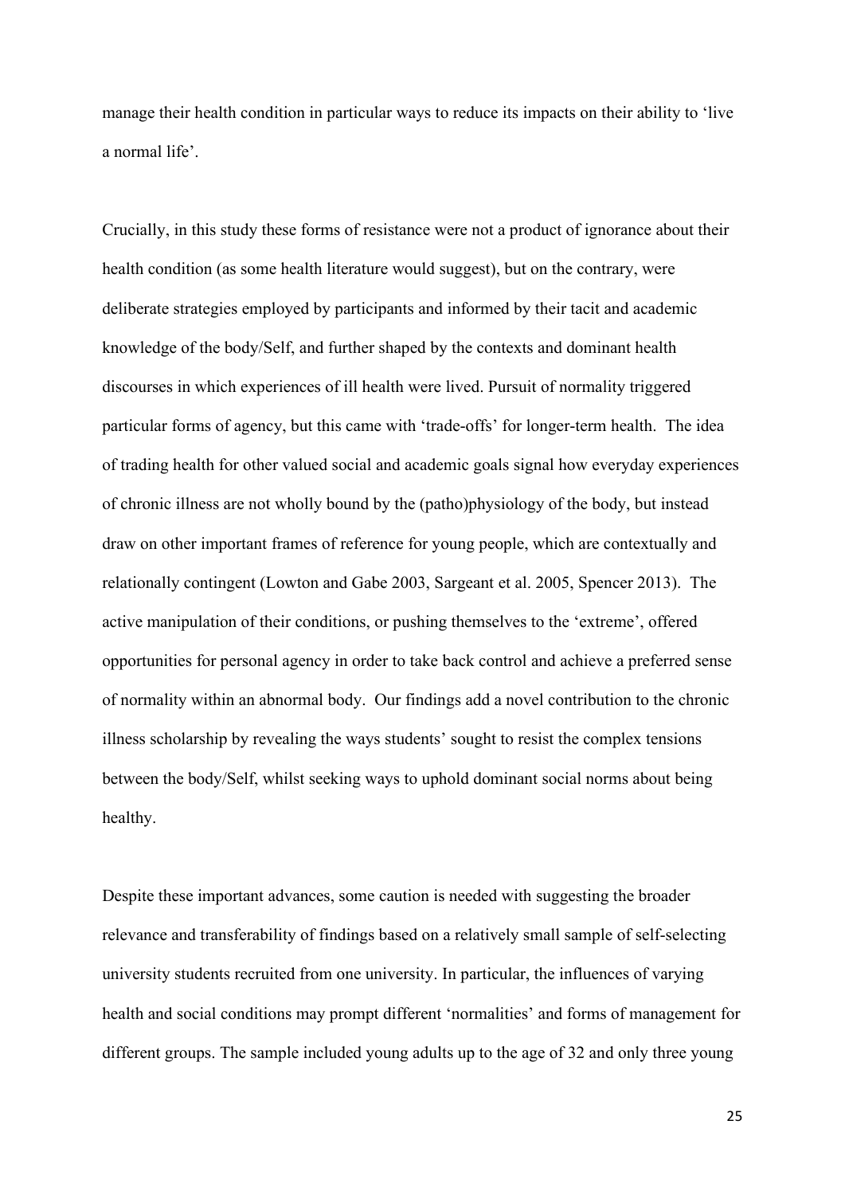manage their health condition in particular ways to reduce its impacts on their ability to 'live a normal life'.

Crucially, in this study these forms of resistance were not a product of ignorance about their health condition (as some health literature would suggest), but on the contrary, were deliberate strategies employed by participants and informed by their tacit and academic knowledge of the body/Self, and further shaped by the contexts and dominant health discourses in which experiences of ill health were lived. Pursuit of normality triggered particular forms of agency, but this came with 'trade-offs' for longer-term health. The idea of trading health for other valued social and academic goals signal how everyday experiences of chronic illness are not wholly bound by the (patho)physiology of the body, but instead draw on other important frames of reference for young people, which are contextually and relationally contingent (Lowton and Gabe 2003, Sargeant et al. 2005, Spencer 2013). The active manipulation of their conditions, or pushing themselves to the 'extreme', offered opportunities for personal agency in order to take back control and achieve a preferred sense of normality within an abnormal body. Our findings add a novel contribution to the chronic illness scholarship by revealing the ways students' sought to resist the complex tensions between the body/Self, whilst seeking ways to uphold dominant social norms about being healthy.

Despite these important advances, some caution is needed with suggesting the broader relevance and transferability of findings based on a relatively small sample of self-selecting university students recruited from one university. In particular, the influences of varying health and social conditions may prompt different 'normalities' and forms of management for different groups. The sample included young adults up to the age of 32 and only three young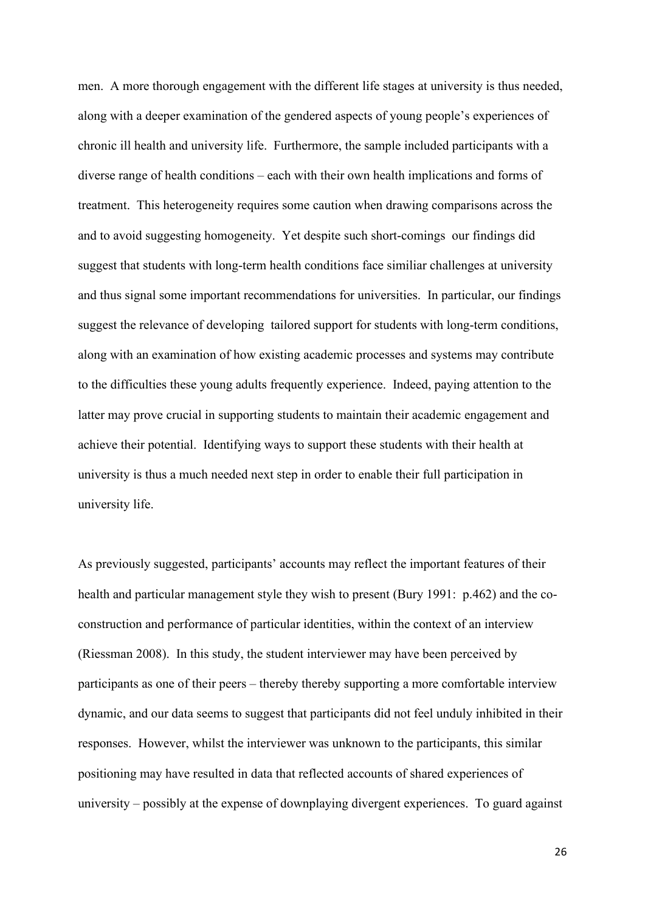men. A more thorough engagement with the different life stages at university is thus needed, along with a deeper examination of the gendered aspects of young people's experiences of chronic ill health and university life. Furthermore, the sample included participants with a diverse range of health conditions – each with their own health implications and forms of treatment. This heterogeneity requires some caution when drawing comparisons across the and to avoid suggesting homogeneity. Yet despite such short-comings our findings did suggest that students with long-term health conditions face similiar challenges at university and thus signal some important recommendations for universities. In particular, our findings suggest the relevance of developing tailored support for students with long-term conditions, along with an examination of how existing academic processes and systems may contribute to the difficulties these young adults frequently experience. Indeed, paying attention to the latter may prove crucial in supporting students to maintain their academic engagement and achieve their potential. Identifying ways to support these students with their health at university is thus a much needed next step in order to enable their full participation in university life.

As previously suggested, participants' accounts may reflect the important features of their health and particular management style they wish to present (Bury 1991: p.462) and the co-construction and performance of particular identities, within the context of an interview (Riessman 2008). In this study, the student interviewer may have been perceived by participants as one of their peers – thereby thereby supporting a more comfortable interview dynamic, and our data seems to suggest that participants did not feel unduly inhibited in their responses. However, whilst the interviewer was unknown to the participants, this similar positioning may have resulted in data that reflected accounts of shared experiences of university – possibly at the expense of downplaying divergent experiences. To guard against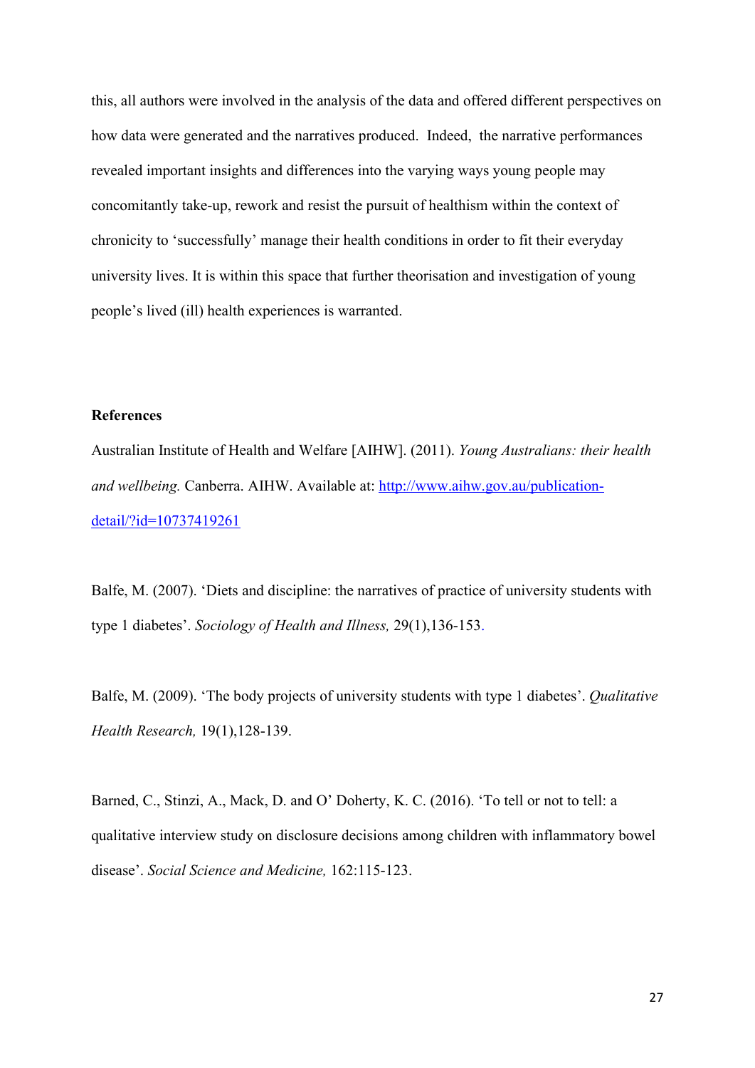this, all authors were involved in the analysis of the data and offered different perspectives on how data were generated and the narratives produced. Indeed, the narrative performances revealed important insights and differences into the varying ways young people may concomitantly take-up, rework and resist the pursuit of healthism within the context of chronicity to 'successfully' manage their health conditions in order to fit their everyday university lives. It is within this space that further theorisation and investigation of young people's lived (ill) health experiences is warranted.

**References**

Australian Institute of Health and Welfare [AIHW]. (2011). *Young Australians: their health and wellbeing.* Canberra. AIHW. Available at: [http://www.aihw.gov.au/publication-detail/?id=10737419261](http://www.aihw.gov.au/publication-detail/?id=10737419261)

Balfe, M. (2007). 'Diets and discipline: the narratives of practice of university students with type 1 diabetes'. *Sociology of Health and Illness,* 29(1),136-153.

Balfe, M. (2009). 'The body projects of university students with type 1 diabetes'. *Qualitative Health Research,* 19(1),128-139.

Barned, C., Stinzi, A., Mack, D. and O' Doherty, K. C. (2016). 'To tell or not to tell: a qualitative interview study on disclosure decisions among children with inflammatory bowel disease'. *Social Science and Medicine,* 162:115-123.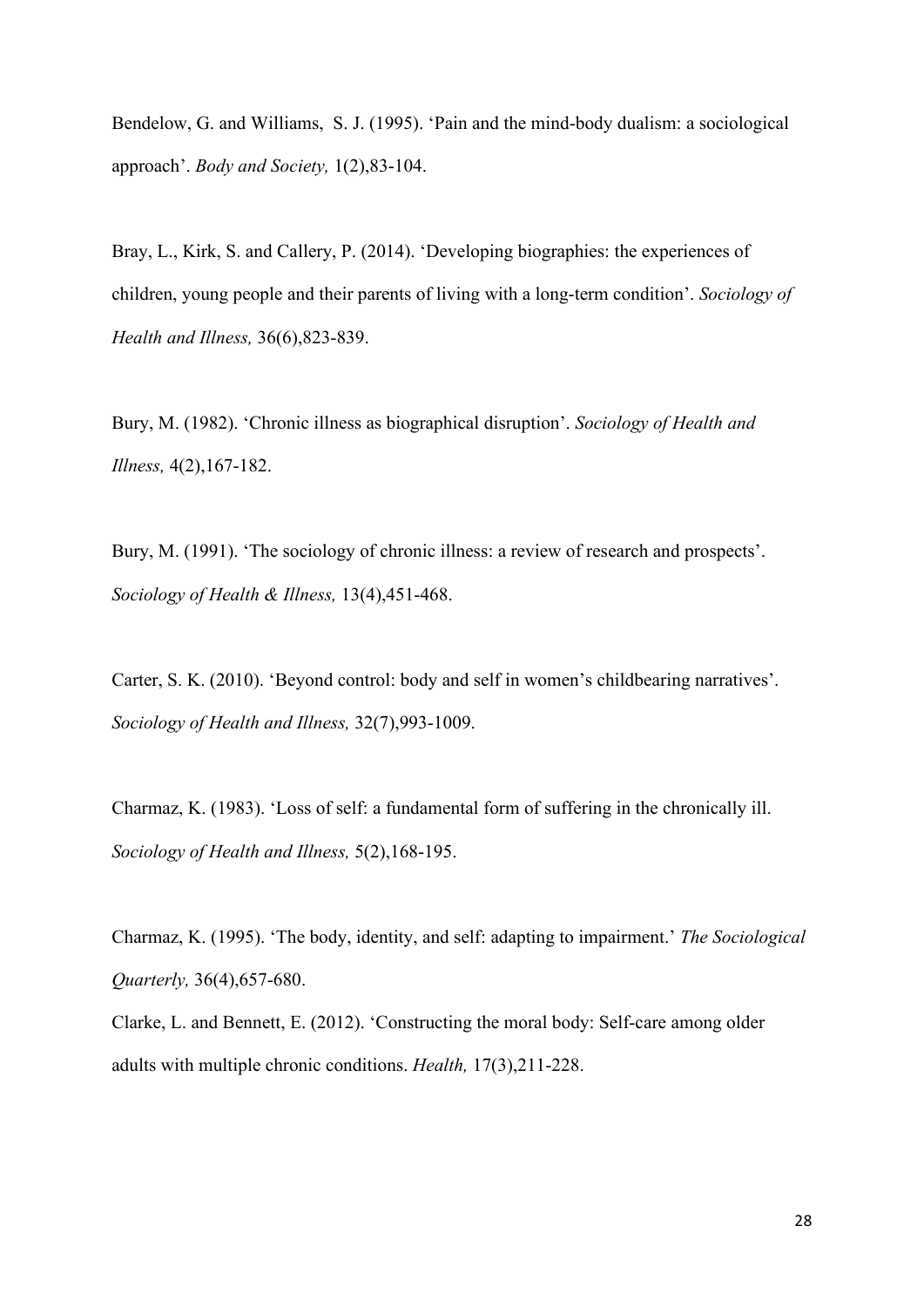Bendelow, G. and Williams,  S. J. (1995). 'Pain and the mind-body dualism: a sociological approach'. *Body and Society,* 1(2),83-104.

Bray, L., Kirk, S. and Callery, P. (2014). 'Developing biographies: the experiences of children, young people and their parents of living with a long-term condition'. *Sociology of Health and Illness,* 36(6),823-839.

Bury, M. (1982). 'Chronic illness as biographical disruption'. *Sociology of Health and Illness,* 4(2),167-182.

Bury, M. (1991). 'The sociology of chronic illness: a review of research and prospects'. *Sociology of Health & Illness,* 13(4),451-468.

Carter, S. K. (2010). 'Beyond control: body and self in women's childbearing narratives'. *Sociology of Health and Illness,* 32(7),993-1009.

Charmaz, K. (1983). 'Loss of self: a fundamental form of suffering in the chronically ill. *Sociology of Health and Illness,* 5(2),168-195.

Charmaz, K. (1995). 'The body, identity, and self: adapting to impairment.' *The Sociological Quarterly,* 36(4),657-680.

Clarke, L. and Bennett, E. (2012). 'Constructing the moral body: Self-care among older adults with multiple chronic conditions. *Health,* 17(3),211-228.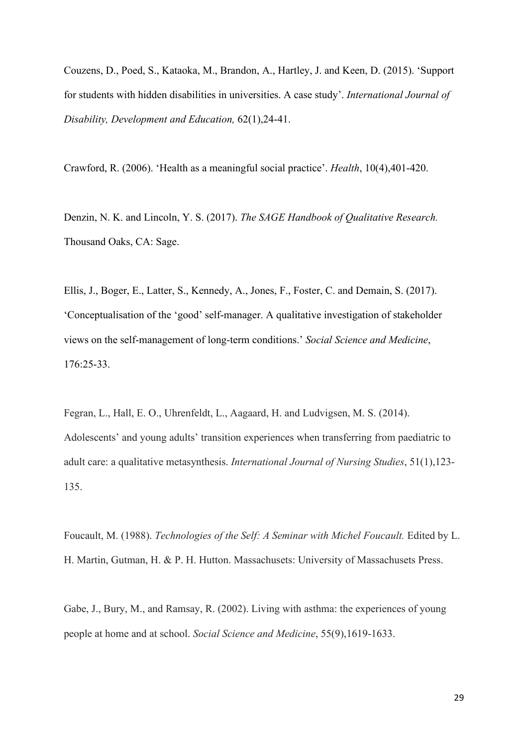Couzens, D., Poed, S., Kataoka, M., Brandon, A., Hartley, J. and Keen, D. (2015). 'Support for students with hidden disabilities in universities. A case study'. *International Journal of Disability, Development and Education,* 62(1),24-41.

Crawford, R. (2006). 'Health as a meaningful social practice'. *Health*, 10(4),401-420.

Denzin, N. K. and Lincoln, Y. S. (2017). *The SAGE Handbook of Qualitative Research.* Thousand Oaks, CA: Sage.

Ellis, J., Boger, E., Latter, S., Kennedy, A., Jones, F., Foster, C. and Demain, S. (2017). 'Conceptualisation of the 'good' self-manager. A qualitative investigation of stakeholder views on the self-management of long-term conditions.' *Social Science and Medicine*, 176:25-33.

Fegran, L., Hall, E. O., Uhrenfeldt, L., Aagaard, H. and Ludvigsen, M. S. (2014). Adolescents' and young adults' transition experiences when transferring from paediatric to adult care: a qualitative metasynthesis. *International Journal of Nursing Studies*, 51(1),123-135.

Foucault, M. (1988). *Technologies of the Self: A Seminar with Michel Foucault.* Edited by L. H. Martin, Gutman, H. & P. H. Hutton. Massachusets: University of Massachusets Press.

Gabe, J., Bury, M., and Ramsay, R. (2002). Living with asthma: the experiences of young people at home and at school. *Social Science and Medicine*, 55(9),1619-1633.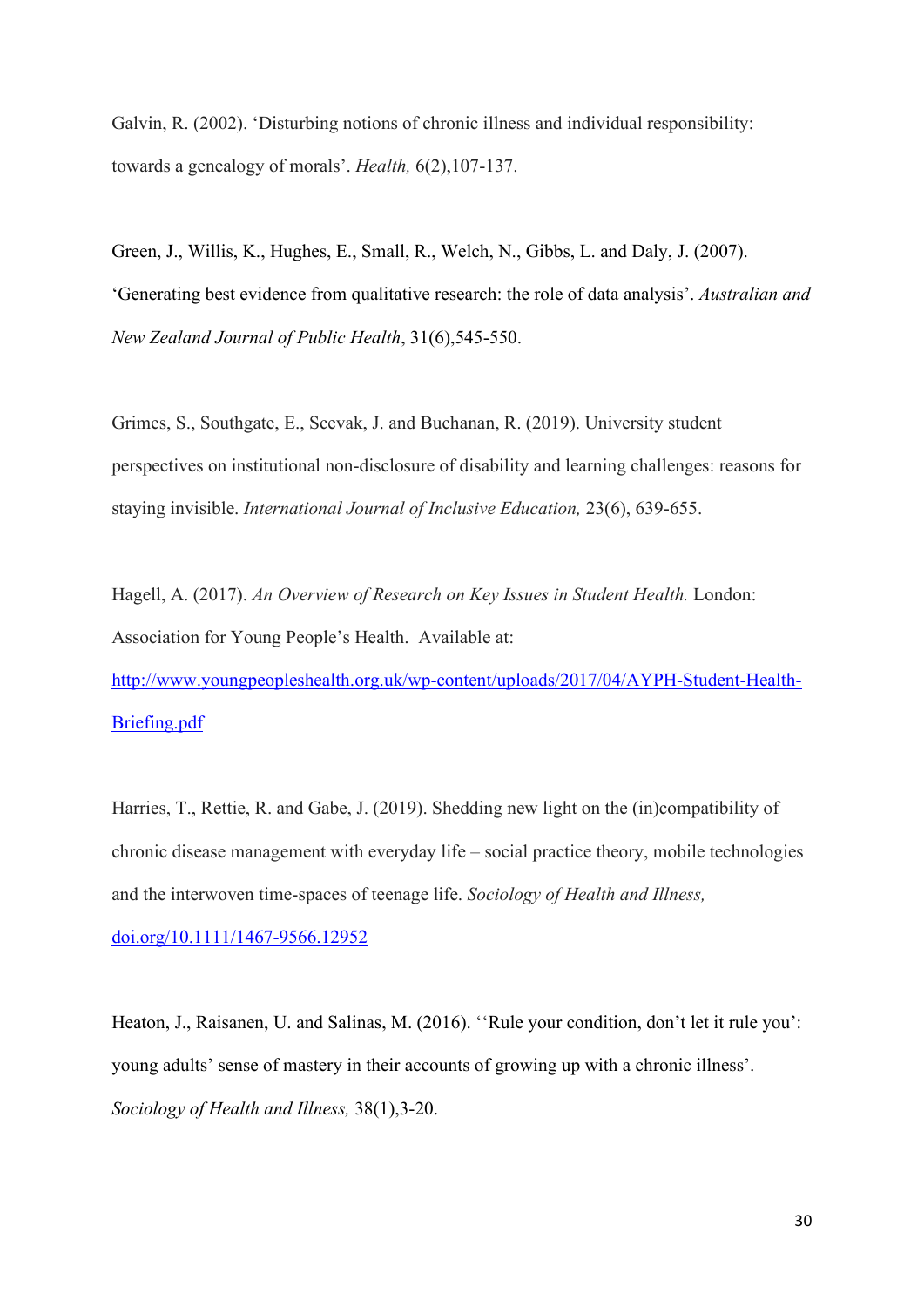Galvin, R. (2002). 'Disturbing notions of chronic illness and individual responsibility: towards a genealogy of morals'. *Health,* 6(2),107-137.

Green, J., Willis, K., Hughes, E., Small, R., Welch, N., Gibbs, L. and Daly, J. (2007). 'Generating best evidence from qualitative research: the role of data analysis'. *Australian and New Zealand Journal of Public Health*, 31(6),545-550.

Grimes, S., Southgate, E., Scevak, J. and Buchanan, R. (2019). University student perspectives on institutional non-disclosure of disability and learning challenges: reasons for staying invisible. *International Journal of Inclusive Education,* 23(6), 639-655.

Hagell, A. (2017). *An Overview of Research on Key Issues in Student Health.* London: Association for Young People's Health. Available at: [http://www.youngpeopleshealth.org.uk/wp-content/uploads/2017/04/AYPH-Student-Health-Briefing.pdf](http://www.youngpeopleshealth.org.uk/wp-content/uploads/2017/04/AYPH-Student-Health-Briefing.pdf)

Harries, T., Rettie, R. and Gabe, J. (2019). Shedding new light on the (in)compatibility of chronic disease management with everyday life – social practice theory, mobile technologies and the interwoven time-spaces of teenage life. *Sociology of Health and Illness,* [doi.org/10.1111/1467-9566.12952](https://doi.org/10.1111/1467-9566.12952)

Heaton, J., Raisanen, U. and Salinas, M. (2016). ''Rule your condition, don't let it rule you': young adults' sense of mastery in their accounts of growing up with a chronic illness'. *Sociology of Health and Illness,* 38(1),3-20.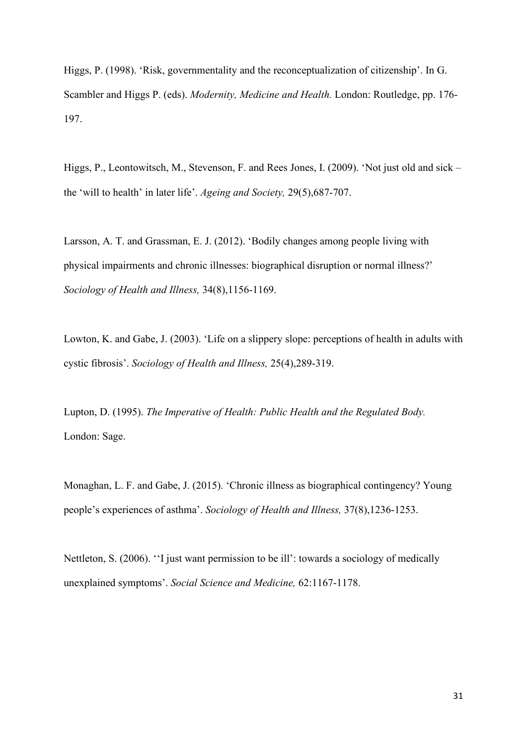Higgs, P. (1998). ‘Risk, governmentality and the reconceptualization of citizenship’. In G. Scambler and Higgs P. (eds). *Modernity, Medicine and Health.* London: Routledge, pp. 176-197.

Higgs, P., Leontowitsch, M., Stevenson, F. and Rees Jones, I. (2009). ‘Not just old and sick – the ‘will to health’ in later life’. *Ageing and Society,* 29(5),687-707.

Larsson, A. T. and Grassman, E. J. (2012). ‘Bodily changes among people living with physical impairments and chronic illnesses: biographical disruption or normal illness?’ *Sociology of Health and Illness,* 34(8),1156-1169.

Lowton, K. and Gabe, J. (2003). ‘Life on a slippery slope: perceptions of health in adults with cystic fibrosis’. *Sociology of Health and Illness,* 25(4),289-319.

Lupton, D. (1995). *The Imperative of Health: Public Health and the Regulated Body.* London: Sage.

Monaghan, L. F. and Gabe, J. (2015). ‘Chronic illness as biographical contingency? Young people’s experiences of asthma’. *Sociology of Health and Illness,* 37(8),1236-1253.

Nettleton, S. (2006). ‘‘I just want permission to be ill’: towards a sociology of medically unexplained symptoms’. *Social Science and Medicine,* 62:1167-1178.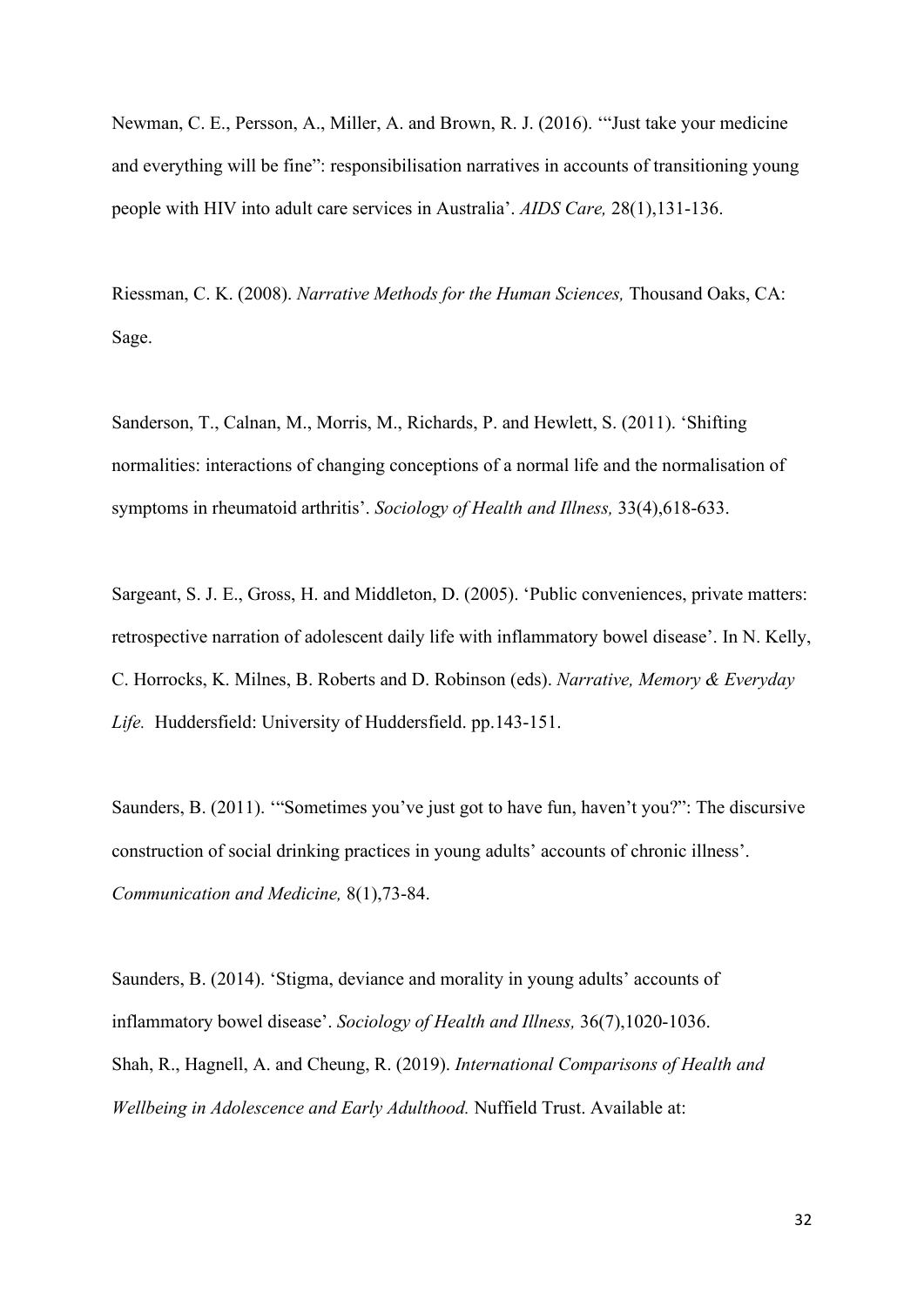Newman, C. E., Persson, A., Miller, A. and Brown, R. J. (2016). '"Just take your medicine and everything will be fine": responsibilisation narratives in accounts of transitioning young people with HIV into adult care services in Australia'. *AIDS Care,* 28(1),131-136.

Riessman, C. K. (2008). *Narrative Methods for the Human Sciences,* Thousand Oaks, CA: Sage.

Sanderson, T., Calnan, M., Morris, M., Richards, P. and Hewlett, S. (2011). 'Shifting normalities: interactions of changing conceptions of a normal life and the normalisation of symptoms in rheumatoid arthritis'. *Sociology of Health and Illness,* 33(4),618-633.

Sargeant, S. J. E., Gross, H. and Middleton, D. (2005). 'Public conveniences, private matters: retrospective narration of adolescent daily life with inflammatory bowel disease'. In N. Kelly, C. Horrocks, K. Milnes, B. Roberts and D. Robinson (eds). *Narrative, Memory & Everyday Life.* Huddersfield: University of Huddersfield. pp.143-151.

Saunders, B. (2011). '"Sometimes you've just got to have fun, haven't you?": The discursive construction of social drinking practices in young adults' accounts of chronic illness'. *Communication and Medicine,* 8(1),73-84.

Saunders, B. (2014). 'Stigma, deviance and morality in young adults' accounts of inflammatory bowel disease'. *Sociology of Health and Illness,* 36(7),1020-1036.

Shah, R., Hagnell, A. and Cheung, R. (2019). *International Comparisons of Health and Wellbeing in Adolescence and Early Adulthood.* Nuffield Trust. Available at: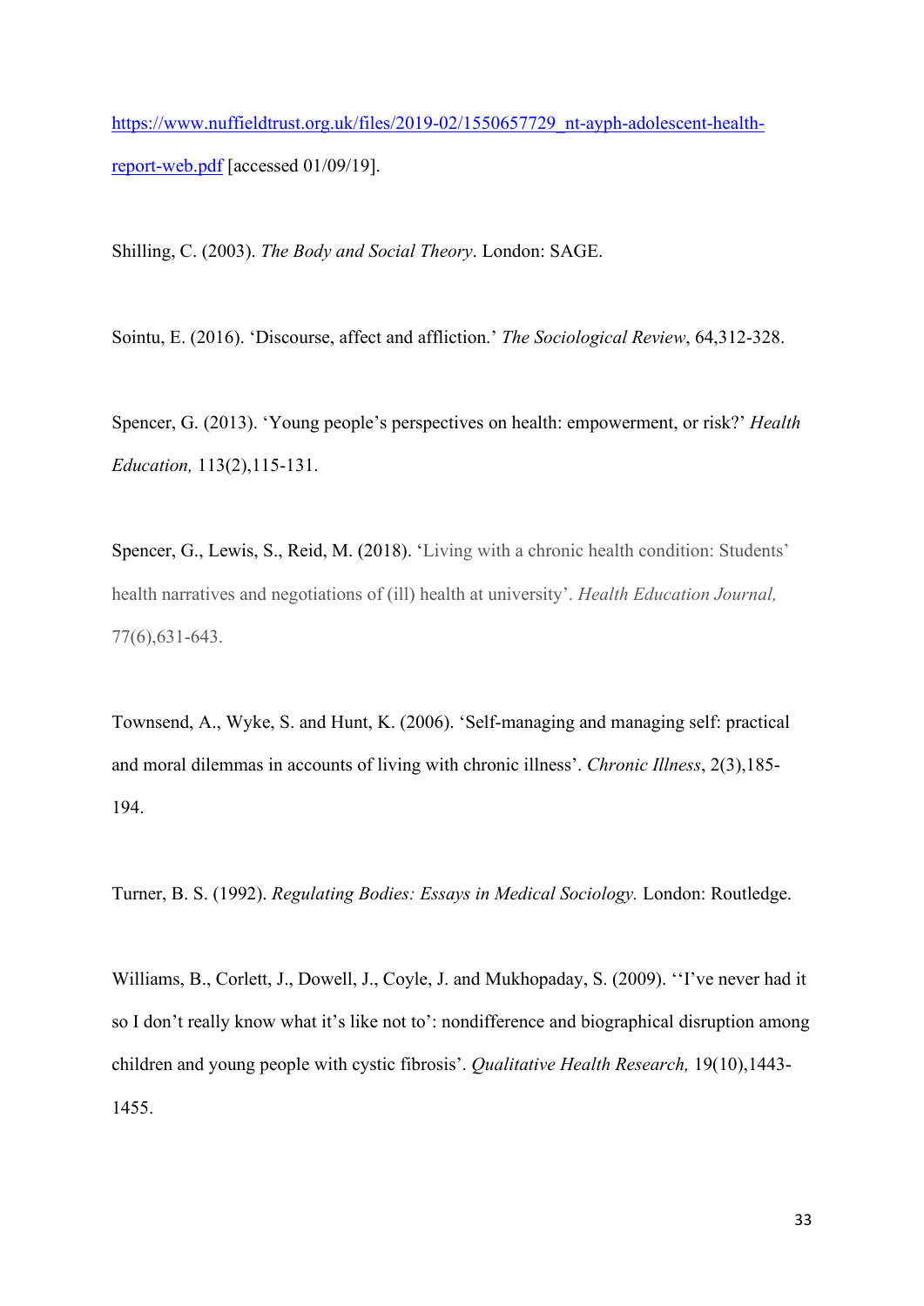https://www.nuffieldtrust.org.uk/files/2019-02/1550657729_nt-ayph-adolescent-health-report-web.pdf [accessed 01/09/19].

Shilling, C. (2003). *The Body and Social Theory*. London: SAGE.

Sointu, E. (2016). 'Discourse, affect and affliction.' *The Sociological Review*, 64,312-328.

Spencer, G. (2013). 'Young people's perspectives on health: empowerment, or risk?' *Health Education,* 113(2),115-131.

Spencer, G., Lewis, S., Reid, M. (2018). 'Living with a chronic health condition: Students' health narratives and negotiations of (ill) health at university'. *Health Education Journal,* 77(6),631-643.

Townsend, A., Wyke, S. and Hunt, K. (2006). 'Self-managing and managing self: practical and moral dilemmas in accounts of living with chronic illness'. *Chronic Illness*, 2(3),185-194.

Turner, B. S. (1992). *Regulating Bodies: Essays in Medical Sociology.* London: Routledge.

Williams, B., Corlett, J., Dowell, J., Coyle, J. and Mukhopaday, S. (2009). ''I've never had it so I don't really know what it's like not to': nondifference and biographical disruption among children and young people with cystic fibrosis'. *Qualitative Health Research,* 19(10),1443-1455.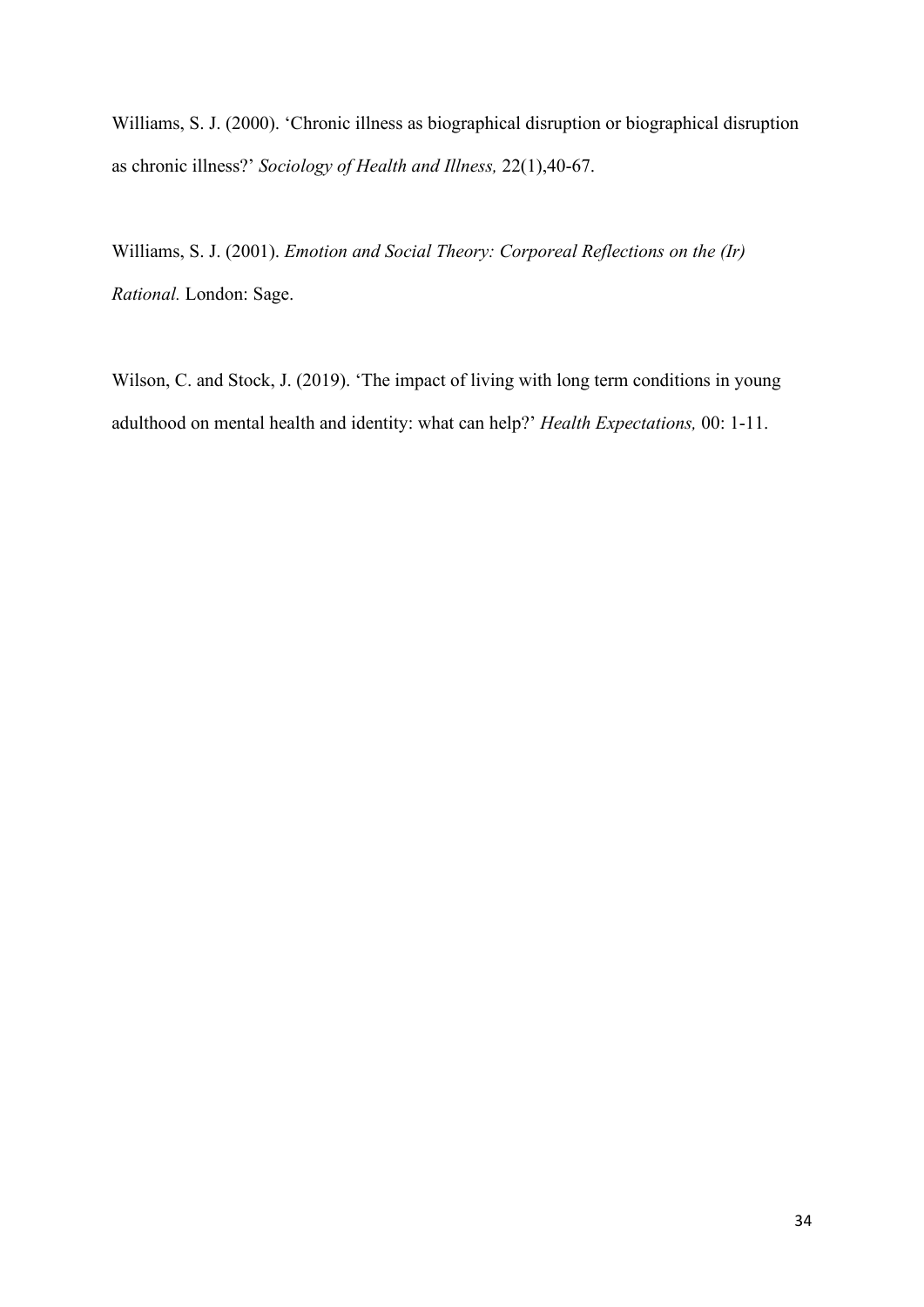Williams, S. J. (2000). 'Chronic illness as biographical disruption or biographical disruption as chronic illness?' *Sociology of Health and Illness,* 22(1),40-67.

Williams, S. J. (2001). *Emotion and Social Theory: Corporeal Reflections on the (Ir) Rational.* London: Sage.

Wilson, C. and Stock, J. (2019). 'The impact of living with long term conditions in young adulthood on mental health and identity: what can help?' *Health Expectations,* 00: 1-11.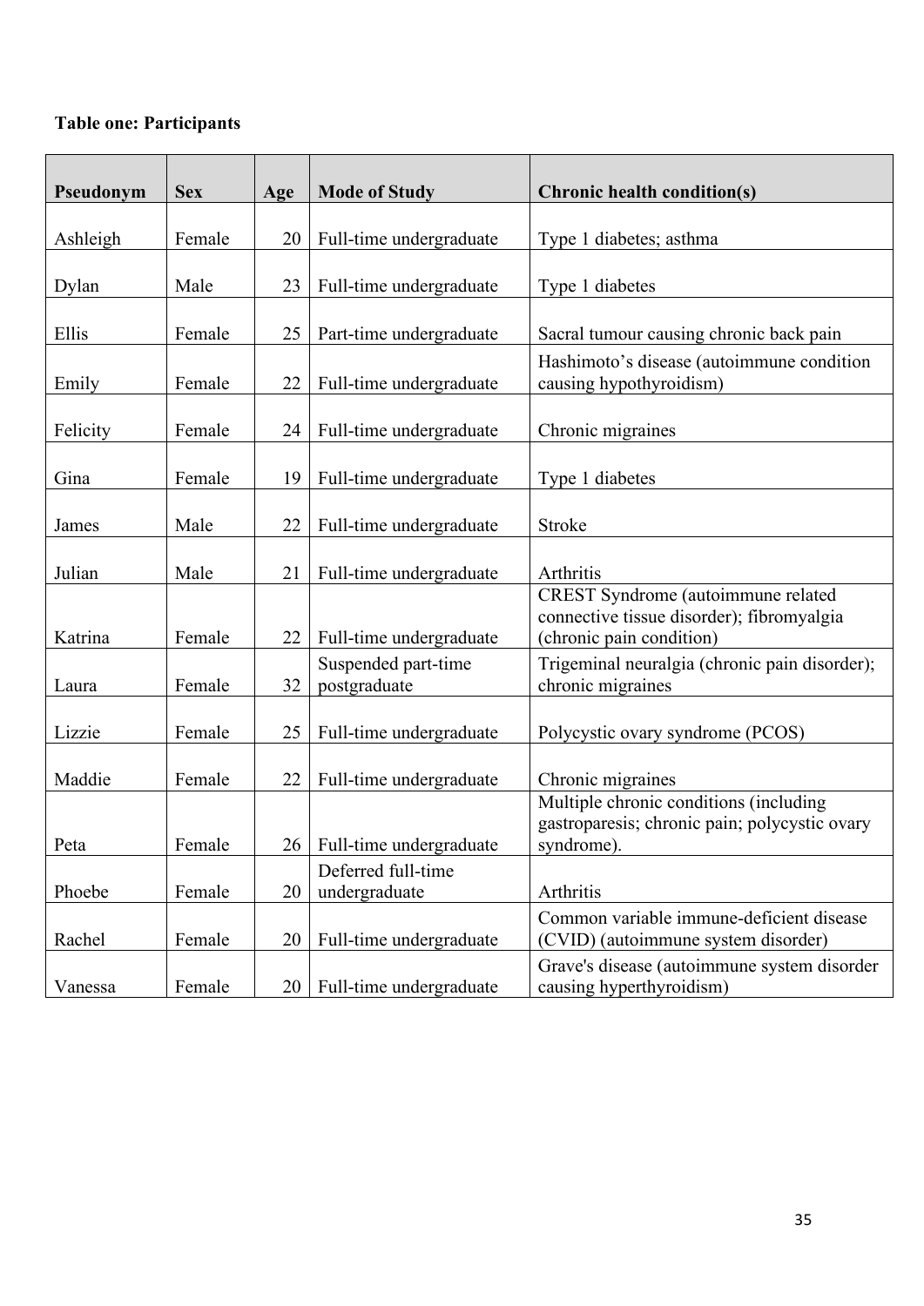**Table one: Participants**

| Pseudonym | Sex | Age | Mode of Study | Chronic health condition(s) |
|---|---|---|---|---|
| Ashleigh | Female | 20 | Full-time undergraduate | Type 1 diabetes; asthma |
| Dylan | Male | 23 | Full-time undergraduate | Type 1 diabetes |
| Ellis | Female | 25 | Part-time undergraduate | Sacral tumour causing chronic back pain |
| Emily | Female | 22 | Full-time undergraduate | Hashimoto's disease (autoimmune condition causing hypothyroidism) |
| Felicity | Female | 24 | Full-time undergraduate | Chronic migraines |
| Gina | Female | 19 | Full-time undergraduate | Type 1 diabetes |
| James | Male | 22 | Full-time undergraduate | Stroke |
| Julian | Male | 21 | Full-time undergraduate | Arthritis |
| Katrina | Female | 22 | Full-time undergraduate | CREST Syndrome (autoimmune related connective tissue disorder); fibromyalgia (chronic pain condition) |
| Laura | Female | 32 | Suspended part-time postgraduate | Trigeminal neuralgia (chronic pain disorder); chronic migraines |
| Lizzie | Female | 25 | Full-time undergraduate | Polycystic ovary syndrome (PCOS) |
| Maddie | Female | 22 | Full-time undergraduate | Chronic migraines |
| Peta | Female | 26 | Full-time undergraduate | Multiple chronic conditions (including gastroparesis; chronic pain; polycystic ovary syndrome). |
| Phoebe | Female | 20 | Deferred full-time undergraduate | Arthritis |
| Rachel | Female | 20 | Full-time undergraduate | Common variable immune-deficient disease (CVID) (autoimmune system disorder) |
| Vanessa | Female | 20 | Full-time undergraduate | Grave's disease (autoimmune system disorder causing hyperthyroidism) |